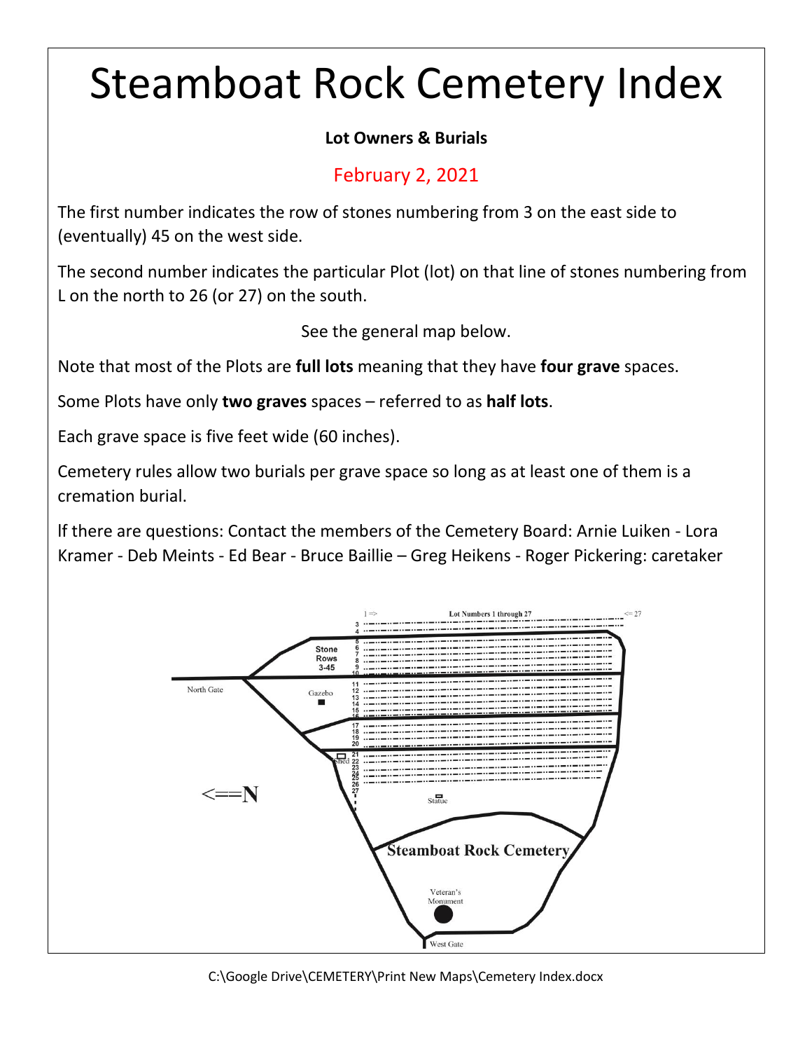# Steamboat Rock Cemetery Index

**Lot Owners & Burials**

February 2, 2021

The first number indicates the row of stones numbering from 3 on the east side to (eventually) 45 on the west side.

The second number indicates the particular Plot (lot) on that line of stones numbering from L on the north to 26 (or 27) on the south.

See the general map below.

Note that most of the Plots are **full lots** meaning that they have **four grave** spaces.

Some Plots have only **two graves** spaces – referred to as **half lots**.

Each grave space is five feet wide (60 inches).

Cemetery rules allow two burials per grave space so long as at least one of them is a cremation burial.

If there are questions: Contact the members of the Cemetery Board: Arnie Luiken - Lora Kramer - Deb Meints - Ed Bear - Bruce Baillie – Greg Heikens - Roger Pickering: caretaker

1 => Lot Numbers 1 through 27 <= 27

Stone Rows 3-45

North Gate

Gazebo

Shed

<==N

Statue

Steamboat Rock Cemetery

Veteran's Monument

West Gate

C:\Google Drive\CEMETERY\Print New Maps\Cemetery Index.docx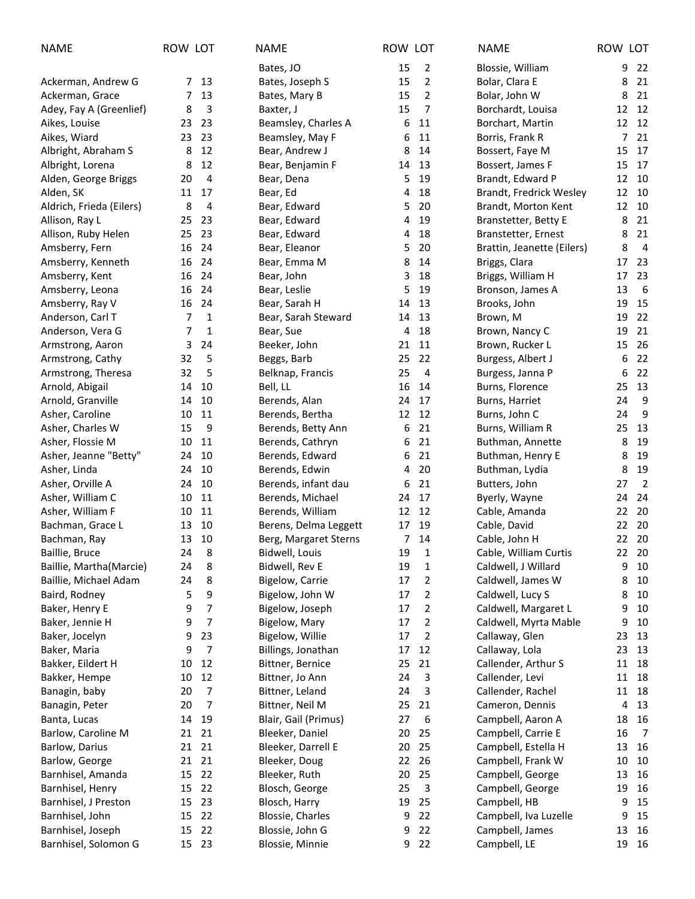| NAME | ROW | LOT |
|---|---|---|
| Ackerman, Andrew G | 7 | 13 |
| Ackerman, Grace | 7 | 13 |
| Adey, Fay A (Greenlief) | 8 | 3 |
| Aikes, Louise | 23 | 23 |
| Aikes, Wiard | 23 | 23 |
| Albright, Abraham S | 8 | 12 |
| Albright, Lorena | 8 | 12 |
| Alden, George Briggs | 20 | 4 |
| Alden, SK | 11 | 17 |
| Aldrich, Frieda (Eilers) | 8 | 4 |
| Allison, Ray L | 25 | 23 |
| Allison, Ruby Helen | 25 | 23 |
| Amsberry, Fern | 16 | 24 |
| Amsberry, Kenneth | 16 | 24 |
| Amsberry, Kent | 16 | 24 |
| Amsberry, Leona | 16 | 24 |
| Amsberry, Ray V | 16 | 24 |
| Anderson, Carl T | 7 | 1 |
| Anderson, Vera G | 7 | 1 |
| Armstrong, Aaron | 3 | 24 |
| Armstrong, Cathy | 32 | 5 |
| Armstrong, Theresa | 32 | 5 |
| Arnold, Abigail | 14 | 10 |
| Arnold, Granville | 14 | 10 |
| Asher, Caroline | 10 | 11 |
| Asher, Charles W | 15 | 9 |
| Asher, Flossie M | 10 | 11 |
| Asher, Jeanne "Betty" | 24 | 10 |
| Asher, Linda | 24 | 10 |
| Asher, Orville A | 24 | 10 |
| Asher, William C | 10 | 11 |
| Asher, William F | 10 | 11 |
| Bachman, Grace L | 13 | 10 |
| Bachman, Ray | 13 | 10 |
| Baillie, Bruce | 24 | 8 |
| Baillie, Martha(Marcie) | 24 | 8 |
| Baillie, Michael Adam | 24 | 8 |
| Baird, Rodney | 5 | 9 |
| Baker, Henry E | 9 | 7 |
| Baker, Jennie H | 9 | 7 |
| Baker, Jocelyn | 9 | 23 |
| Baker, Maria | 9 | 7 |
| Bakker, Eildert H | 10 | 12 |
| Bakker, Hempe | 10 | 12 |
| Banagin, baby | 20 | 7 |
| Banagin, Peter | 20 | 7 |
| Banta, Lucas | 14 | 19 |
| Barlow, Caroline M | 21 | 21 |
| Barlow, Darius | 21 | 21 |
| Barlow, George | 21 | 21 |
| Barnhisel, Amanda | 15 | 22 |
| Barnhisel, Henry | 15 | 22 |
| Barnhisel, J Preston | 15 | 23 |
| Barnhisel, John | 15 | 22 |
| Barnhisel, Joseph | 15 | 22 |
| Barnhisel, Solomon G | 15 | 23 |
| Bates, JO | 15 | 2 |
| Bates, Joseph S | 15 | 2 |
| Bates, Mary B | 15 | 2 |
| Baxter, J | 15 | 7 |
| Beamsley, Charles A | 6 | 11 |
| Beamsley, May F | 6 | 11 |
| Bear, Andrew J | 8 | 14 |
| Bear, Benjamin F | 14 | 13 |
| Bear, Dena | 5 | 19 |
| Bear, Ed | 4 | 18 |
| Bear, Edward | 5 | 20 |
| Bear, Edward | 4 | 19 |
| Bear, Edward | 4 | 18 |
| Bear, Eleanor | 5 | 20 |
| Bear, Emma M | 8 | 14 |
| Bear, John | 3 | 18 |
| Bear, Leslie | 5 | 19 |
| Bear, Sarah H | 14 | 13 |
| Bear, Sarah Steward | 14 | 13 |
| Bear, Sue | 4 | 18 |
| Beeker, John | 21 | 11 |
| Beggs, Barb | 25 | 22 |
| Belknap, Francis | 25 | 4 |
| Bell, LL | 16 | 14 |
| Berends, Alan | 24 | 17 |
| Berends, Bertha | 12 | 12 |
| Berends, Betty Ann | 6 | 21 |
| Berends, Cathryn | 6 | 21 |
| Berends, Edward | 6 | 21 |
| Berends, Edwin | 4 | 20 |
| Berends, infant dau | 6 | 21 |
| Berends, Michael | 24 | 17 |
| Berends, William | 12 | 12 |
| Berens, Delma Leggett | 17 | 19 |
| Berg, Margaret Sterns | 7 | 14 |
| Bidwell, Louis | 19 | 1 |
| Bidwell, Rev E | 19 | 1 |
| Bigelow, Carrie | 17 | 2 |
| Bigelow, John W | 17 | 2 |
| Bigelow, Joseph | 17 | 2 |
| Bigelow, Mary | 17 | 2 |
| Bigelow, Willie | 17 | 2 |
| Billings, Jonathan | 17 | 12 |
| Bittner, Bernice | 25 | 21 |
| Bittner, Jo Ann | 24 | 3 |
| Bittner, Leland | 24 | 3 |
| Bittner, Neil M | 25 | 21 |
| Blair, Gail (Primus) | 27 | 6 |
| Bleeker, Daniel | 20 | 25 |
| Bleeker, Darrell E | 20 | 25 |
| Bleeker, Doug | 22 | 26 |
| Bleeker, Ruth | 20 | 25 |
| Blosch, George | 25 | 3 |
| Blosch, Harry | 19 | 25 |
| Blossie, Charles | 9 | 22 |
| Blossie, John G | 9 | 22 |
| Blossie, Minnie | 9 | 22 |
| Blossie, William | 9 | 22 |
| Bolar, Clara E | 8 | 21 |
| Bolar, John W | 8 | 21 |
| Borchardt, Louisa | 12 | 12 |
| Borchart, Martin | 12 | 12 |
| Borris, Frank R | 7 | 21 |
| Bossert, Faye M | 15 | 17 |
| Bossert, James F | 15 | 17 |
| Brandt, Edward P | 12 | 10 |
| Brandt, Fredrick Wesley | 12 | 10 |
| Brandt, Morton Kent | 12 | 10 |
| Branstetter, Betty E | 8 | 21 |
| Branstetter, Ernest | 8 | 21 |
| Brattin, Jeanette (Eilers) | 8 | 4 |
| Briggs, Clara | 17 | 23 |
| Briggs, William H | 17 | 23 |
| Bronson, James A | 13 | 6 |
| Brooks, John | 19 | 15 |
| Brown, M | 19 | 22 |
| Brown, Nancy C | 19 | 21 |
| Brown, Rucker L | 15 | 26 |
| Burgess, Albert J | 6 | 22 |
| Burgess, Janna P | 6 | 22 |
| Burns, Florence | 25 | 13 |
| Burns, Harriet | 24 | 9 |
| Burns, John C | 24 | 9 |
| Burns, William R | 25 | 13 |
| Buthman, Annette | 8 | 19 |
| Buthman, Henry E | 8 | 19 |
| Buthman, Lydia | 8 | 19 |
| Butters, John | 27 | 2 |
| Byerly, Wayne | 24 | 24 |
| Cable, Amanda | 22 | 20 |
| Cable, David | 22 | 20 |
| Cable, John H | 22 | 20 |
| Cable, William Curtis | 22 | 20 |
| Caldwell, J Willard | 9 | 10 |
| Caldwell, James W | 8 | 10 |
| Caldwell, Lucy S | 8 | 10 |
| Caldwell, Margaret L | 9 | 10 |
| Caldwell, Myrta Mable | 9 | 10 |
| Callaway, Glen | 23 | 13 |
| Callaway, Lola | 23 | 13 |
| Callender, Arthur S | 11 | 18 |
| Callender, Levi | 11 | 18 |
| Callender, Rachel | 11 | 18 |
| Cameron, Dennis | 4 | 13 |
| Campbell, Aaron A | 18 | 16 |
| Campbell, Carrie E | 16 | 7 |
| Campbell, Estella H | 13 | 16 |
| Campbell, Frank W | 10 | 10 |
| Campbell, George | 13 | 16 |
| Campbell, George | 19 | 16 |
| Campbell, HB | 9 | 15 |
| Campbell, Iva Luzelle | 9 | 15 |
| Campbell, James | 13 | 16 |
| Campbell, LE | 19 | 16 |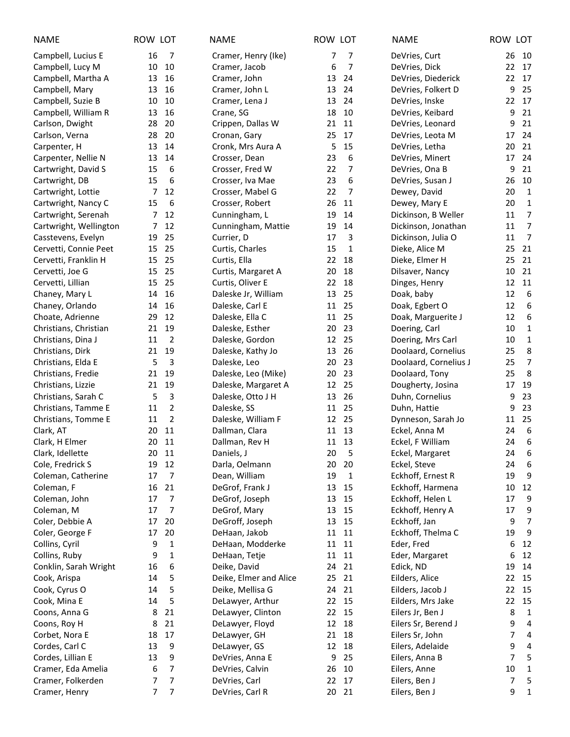| NAME | ROW | LOT |
|---|---|---|
| Campbell, Lucius E | 16 | 7 |
| Campbell, Lucy M | 10 | 10 |
| Campbell, Martha A | 13 | 16 |
| Campbell, Mary | 13 | 16 |
| Campbell, Suzie B | 10 | 10 |
| Campbell, William R | 13 | 16 |
| Carlson, Dwight | 28 | 20 |
| Carlson, Verna | 28 | 20 |
| Carpenter, H | 13 | 14 |
| Carpenter, Nellie N | 13 | 14 |
| Cartwright, David S | 15 | 6 |
| Cartwright, DB | 15 | 6 |
| Cartwright, Lottie | 7 | 12 |
| Cartwright, Nancy C | 15 | 6 |
| Cartwright, Serenah | 7 | 12 |
| Cartwright, Wellington | 7 | 12 |
| Casstevens, Evelyn | 19 | 25 |
| Cervetti, Connie Peet | 15 | 25 |
| Cervetti, Franklin H | 15 | 25 |
| Cervetti, Joe G | 15 | 25 |
| Cervetti, Lillian | 15 | 25 |
| Chaney, Mary L | 14 | 16 |
| Chaney, Orlando | 14 | 16 |
| Choate, Adrienne | 29 | 12 |
| Christians, Christian | 21 | 19 |
| Christians, Dina J | 11 | 2 |
| Christians, Dirk | 21 | 19 |
| Christians, Elda E | 5 | 3 |
| Christians, Fredie | 21 | 19 |
| Christians, Lizzie | 21 | 19 |
| Christians, Sarah C | 5 | 3 |
| Christians, Tamme E | 11 | 2 |
| Christians, Tomme E | 11 | 2 |
| Clark, AT | 20 | 11 |
| Clark, H Elmer | 20 | 11 |
| Clark, Idellette | 20 | 11 |
| Cole, Fredrick S | 19 | 12 |
| Coleman, Catherine | 17 | 7 |
| Coleman, F | 16 | 21 |
| Coleman, John | 17 | 7 |
| Coleman, M | 17 | 7 |
| Coler, Debbie A | 17 | 20 |
| Coler, George F | 17 | 20 |
| Collins, Cyril | 9 | 1 |
| Collins, Ruby | 9 | 1 |
| Conklin, Sarah Wright | 16 | 6 |
| Cook, Arispa | 14 | 5 |
| Cook, Cyrus O | 14 | 5 |
| Cook, Mina E | 14 | 5 |
| Coons, Anna G | 8 | 21 |
| Coons, Roy H | 8 | 21 |
| Corbet, Nora E | 18 | 17 |
| Cordes, Carl C | 13 | 9 |
| Cordes, Lillian E | 13 | 9 |
| Cramer, Eda Amelia | 6 | 7 |
| Cramer, Folkerden | 7 | 7 |
| Cramer, Henry | 7 | 7 |
| Cramer, Henry (Ike) | 7 | 7 |
| Cramer, Jacob | 6 | 7 |
| Cramer, John | 13 | 24 |
| Cramer, John L | 13 | 24 |
| Cramer, Lena J | 13 | 24 |
| Crane, SG | 18 | 10 |
| Crippen, Dallas W | 21 | 11 |
| Cronan, Gary | 25 | 17 |
| Cronk, Mrs Aura A | 5 | 15 |
| Crosser, Dean | 23 | 6 |
| Crosser, Fred W | 22 | 7 |
| Crosser, Iva Mae | 23 | 6 |
| Crosser, Mabel G | 22 | 7 |
| Crosser, Robert | 26 | 11 |
| Cunningham, L | 19 | 14 |
| Cunningham, Mattie | 19 | 14 |
| Currier, D | 17 | 3 |
| Curtis, Charles | 15 | 1 |
| Curtis, Ella | 22 | 18 |
| Curtis, Margaret A | 20 | 18 |
| Curtis, Oliver E | 22 | 18 |
| Daleske Jr, William | 13 | 25 |
| Daleske, Carl E | 11 | 25 |
| Daleske, Ella C | 11 | 25 |
| Daleske, Esther | 20 | 23 |
| Daleske, Gordon | 12 | 25 |
| Daleske, Kathy Jo | 13 | 26 |
| Daleske, Leo | 20 | 23 |
| Daleske, Leo (Mike) | 20 | 23 |
| Daleske, Margaret A | 12 | 25 |
| Daleske, Otto J H | 13 | 26 |
| Daleske, SS | 11 | 25 |
| Daleske, William F | 12 | 25 |
| Dallman, Clara | 11 | 13 |
| Dallman, Rev H | 11 | 13 |
| Daniels, J | 20 | 5 |
| Darla, Oelmann | 20 | 20 |
| Dean, William | 19 | 1 |
| DeGrof, Frank J | 13 | 15 |
| DeGrof, Joseph | 13 | 15 |
| DeGrof, Mary | 13 | 15 |
| DeGroff, Joseph | 13 | 15 |
| DeHaan, Jakob | 11 | 11 |
| DeHaan, Modderke | 11 | 11 |
| DeHaan, Tetje | 11 | 11 |
| Deike, David | 24 | 21 |
| Deike, Elmer and Alice | 25 | 21 |
| Deike, Mellisa G | 24 | 21 |
| DeLawyer, Arthur | 22 | 15 |
| DeLawyer, Clinton | 22 | 15 |
| DeLawyer, Floyd | 12 | 18 |
| DeLawyer, GH | 21 | 18 |
| DeLawyer, GS | 12 | 18 |
| DeVries, Anna E | 9 | 25 |
| DeVries, Calvin | 26 | 10 |
| DeVries, Carl | 22 | 17 |
| DeVries, Carl R | 20 | 21 |
| DeVries, Curt | 26 | 10 |
| DeVries, Dick | 22 | 17 |
| DeVries, Diederick | 22 | 17 |
| DeVries, Folkert D | 9 | 25 |
| DeVries, Inske | 22 | 17 |
| DeVries, Keibard | 9 | 21 |
| DeVries, Leonard | 9 | 21 |
| DeVries, Leota M | 17 | 24 |
| DeVries, Letha | 20 | 21 |
| DeVries, Minert | 17 | 24 |
| DeVries, Ona B | 9 | 21 |
| DeVries, Susan J | 26 | 10 |
| Dewey, David | 20 | 1 |
| Dewey, Mary E | 20 | 1 |
| Dickinson, B Weller | 11 | 7 |
| Dickinson, Jonathan | 11 | 7 |
| Dickinson, Julia O | 11 | 7 |
| Dieke, Alice M | 25 | 21 |
| Dieke, Elmer H | 25 | 21 |
| Dilsaver, Nancy | 10 | 21 |
| Dinges, Henry | 12 | 11 |
| Doak, baby | 12 | 6 |
| Doak, Egbert O | 12 | 6 |
| Doak, Marguerite J | 12 | 6 |
| Doering, Carl | 10 | 1 |
| Doering, Mrs Carl | 10 | 1 |
| Doolaard, Cornelius | 25 | 8 |
| Doolaard, Cornelius J | 25 | 7 |
| Doolaard, Tony | 25 | 8 |
| Dougherty, Josina | 17 | 19 |
| Duhn, Cornelius | 9 | 23 |
| Duhn, Hattie | 9 | 23 |
| Dynneson, Sarah Jo | 11 | 25 |
| Eckel, Anna M | 24 | 6 |
| Eckel, F William | 24 | 6 |
| Eckel, Margaret | 24 | 6 |
| Eckel, Steve | 24 | 6 |
| Eckhoff, Ernest R | 19 | 9 |
| Eckhoff, Harmena | 10 | 12 |
| Eckhoff, Helen L | 17 | 9 |
| Eckhoff, Henry A | 17 | 9 |
| Eckhoff, Jan | 9 | 7 |
| Eckhoff, Thelma C | 19 | 9 |
| Eder, Fred | 6 | 12 |
| Eder, Margaret | 6 | 12 |
| Edick, ND | 19 | 14 |
| Eilders, Alice | 22 | 15 |
| Eilders, Jacob J | 22 | 15 |
| Eilders, Mrs Jake | 22 | 15 |
| Eilers Jr, Ben J | 8 | 1 |
| Eilers Sr, Berend J | 9 | 4 |
| Eilers Sr, John | 7 | 4 |
| Eilers, Adelaide | 9 | 4 |
| Eilers, Anna B | 7 | 5 |
| Eilers, Anne | 10 | 1 |
| Eilers, Ben J | 7 | 5 |
| Eilers, Ben J | 9 | 1 |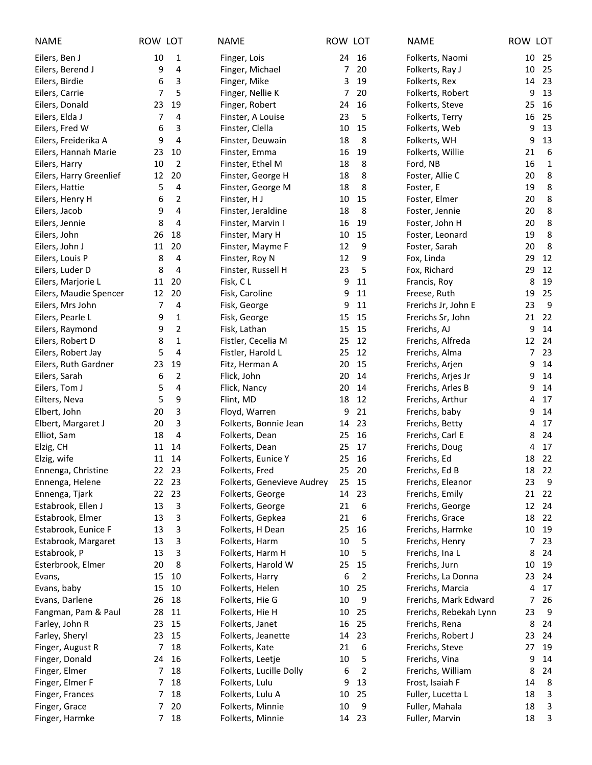| NAME | ROW | LOT |
|---|---|---|
| Eilers, Ben J | 10 | 1 |
| Eilers, Berend J | 9 | 4 |
| Eilers, Birdie | 6 | 3 |
| Eilers, Carrie | 7 | 5 |
| Eilers, Donald | 23 | 19 |
| Eilers, Elda J | 7 | 4 |
| Eilers, Fred W | 6 | 3 |
| Eilers, Freiderika A | 9 | 4 |
| Eilers, Hannah Marie | 23 | 10 |
| Eilers, Harry | 10 | 2 |
| Eilers, Harry Greenlief | 12 | 20 |
| Eilers, Hattie | 5 | 4 |
| Eilers, Henry H | 6 | 2 |
| Eilers, Jacob | 9 | 4 |
| Eilers, Jennie | 8 | 4 |
| Eilers, John | 26 | 18 |
| Eilers, John J | 11 | 20 |
| Eilers, Louis P | 8 | 4 |
| Eilers, Luder D | 8 | 4 |
| Eilers, Marjorie L | 11 | 20 |
| Eilers, Maudie Spencer | 12 | 20 |
| Eilers, Mrs John | 7 | 4 |
| Eilers, Pearle L | 9 | 1 |
| Eilers, Raymond | 9 | 2 |
| Eilers, Robert D | 8 | 1 |
| Eilers, Robert Jay | 5 | 4 |
| Eilers, Ruth Gardner | 23 | 19 |
| Eilers, Sarah | 6 | 2 |
| Eilers, Tom J | 5 | 4 |
| Eilters, Neva | 5 | 9 |
| Elbert, John | 20 | 3 |
| Elbert, Margaret J | 20 | 3 |
| Elliot, Sam | 18 | 4 |
| Elzig, CH | 11 | 14 |
| Elzig, wife | 11 | 14 |
| Ennenga, Christine | 22 | 23 |
| Ennenga, Helene | 22 | 23 |
| Ennenga, Tjark | 22 | 23 |
| Estabrook, Ellen J | 13 | 3 |
| Estabrook, Elmer | 13 | 3 |
| Estabrook, Eunice F | 13 | 3 |
| Estabrook, Margaret | 13 | 3 |
| Estabrook, P | 13 | 3 |
| Esterbrook, Elmer | 20 | 8 |
| Evans, | 15 | 10 |
| Evans, baby | 15 | 10 |
| Evans, Darlene | 26 | 18 |
| Fangman, Pam & Paul | 28 | 11 |
| Farley, John R | 23 | 15 |
| Farley, Sheryl | 23 | 15 |
| Finger, August R | 7 | 18 |
| Finger, Donald | 24 | 16 |
| Finger, Elmer | 7 | 18 |
| Finger, Elmer F | 7 | 18 |
| Finger, Frances | 7 | 18 |
| Finger, Grace | 7 | 20 |
| Finger, Harmke | 7 | 18 |
| Finger, Lois | 24 | 16 |
| Finger, Michael | 7 | 20 |
| Finger, Mike | 3 | 19 |
| Finger, Nellie K | 7 | 20 |
| Finger, Robert | 24 | 16 |
| Finster, A Louise | 23 | 5 |
| Finster, Clella | 10 | 15 |
| Finster, Deuwain | 18 | 8 |
| Finster, Emma | 16 | 19 |
| Finster, Ethel M | 18 | 8 |
| Finster, George H | 18 | 8 |
| Finster, George M | 18 | 8 |
| Finster, H J | 10 | 15 |
| Finster, Jeraldine | 18 | 8 |
| Finster, Marvin I | 16 | 19 |
| Finster, Mary H | 10 | 15 |
| Finster, Mayme F | 12 | 9 |
| Finster, Roy N | 12 | 9 |
| Finster, Russell H | 23 | 5 |
| Fisk, C L | 9 | 11 |
| Fisk, Caroline | 9 | 11 |
| Fisk, George | 9 | 11 |
| Fisk, George | 15 | 15 |
| Fisk, Lathan | 15 | 15 |
| Fistler, Cecelia M | 25 | 12 |
| Fistler, Harold L | 25 | 12 |
| Fitz, Herman A | 20 | 15 |
| Flick, John | 20 | 14 |
| Flick, Nancy | 20 | 14 |
| Flint, MD | 18 | 12 |
| Floyd, Warren | 9 | 21 |
| Folkerts, Bonnie Jean | 14 | 23 |
| Folkerts, Dean | 25 | 16 |
| Folkerts, Dean | 25 | 17 |
| Folkerts, Eunice Y | 25 | 16 |
| Folkerts, Fred | 25 | 20 |
| Folkerts, Genevieve Audrey | 25 | 15 |
| Folkerts, George | 14 | 23 |
| Folkerts, George | 21 | 6 |
| Folkerts, Gepkea | 21 | 6 |
| Folkerts, H Dean | 25 | 16 |
| Folkerts, Harm | 10 | 5 |
| Folkerts, Harm H | 10 | 5 |
| Folkerts, Harold W | 25 | 15 |
| Folkerts, Harry | 6 | 2 |
| Folkerts, Helen | 10 | 25 |
| Folkerts, Hie G | 10 | 9 |
| Folkerts, Hie H | 10 | 25 |
| Folkerts, Janet | 16 | 25 |
| Folkerts, Jeanette | 14 | 23 |
| Folkerts, Kate | 21 | 6 |
| Folkerts, Leetje | 10 | 5 |
| Folkerts, Lucille Dolly | 6 | 2 |
| Folkerts, Lulu | 9 | 13 |
| Folkerts, Lulu A | 10 | 25 |
| Folkerts, Minnie | 10 | 9 |
| Folkerts, Minnie | 14 | 23 |
| Folkerts, Naomi | 10 | 25 |
| Folkerts, Ray J | 10 | 25 |
| Folkerts, Rex | 14 | 23 |
| Folkerts, Robert | 9 | 13 |
| Folkerts, Steve | 25 | 16 |
| Folkerts, Terry | 16 | 25 |
| Folkerts, Web | 9 | 13 |
| Folkerts, WH | 9 | 13 |
| Folkerts, Willie | 21 | 6 |
| Ford, NB | 16 | 1 |
| Foster, Allie C | 20 | 8 |
| Foster, E | 19 | 8 |
| Foster, Elmer | 20 | 8 |
| Foster, Jennie | 20 | 8 |
| Foster, John H | 20 | 8 |
| Foster, Leonard | 19 | 8 |
| Foster, Sarah | 20 | 8 |
| Fox, Linda | 29 | 12 |
| Fox, Richard | 29 | 12 |
| Francis, Roy | 8 | 19 |
| Freese, Ruth | 19 | 25 |
| Frerichs Jr, John E | 23 | 9 |
| Frerichs Sr, John | 21 | 22 |
| Frerichs, AJ | 9 | 14 |
| Frerichs, Alfreda | 12 | 24 |
| Frerichs, Alma | 7 | 23 |
| Frerichs, Arjen | 9 | 14 |
| Frerichs, Arjes Jr | 9 | 14 |
| Frerichs, Arles B | 9 | 14 |
| Frerichs, Arthur | 4 | 17 |
| Frerichs, baby | 9 | 14 |
| Frerichs, Betty | 4 | 17 |
| Frerichs, Carl E | 8 | 24 |
| Frerichs, Doug | 4 | 17 |
| Frerichs, Ed | 18 | 22 |
| Frerichs, Ed B | 18 | 22 |
| Frerichs, Eleanor | 23 | 9 |
| Frerichs, Emily | 21 | 22 |
| Frerichs, George | 12 | 24 |
| Frerichs, Grace | 18 | 22 |
| Frerichs, Harmke | 10 | 19 |
| Frerichs, Henry | 7 | 23 |
| Frerichs, Ina L | 8 | 24 |
| Frerichs, Jurn | 10 | 19 |
| Frerichs, La Donna | 23 | 24 |
| Frerichs, Marcia | 4 | 17 |
| Frerichs, Mark Edward | 7 | 26 |
| Frerichs, Rebekah Lynn | 23 | 9 |
| Frerichs, Rena | 8 | 24 |
| Frerichs, Robert J | 23 | 24 |
| Frerichs, Steve | 27 | 19 |
| Frerichs, Vina | 9 | 14 |
| Frerichs, William | 8 | 24 |
| Frost, Isaiah F | 14 | 8 |
| Fuller, Lucetta L | 18 | 3 |
| Fuller, Mahala | 18 | 3 |
| Fuller, Marvin | 18 | 3 |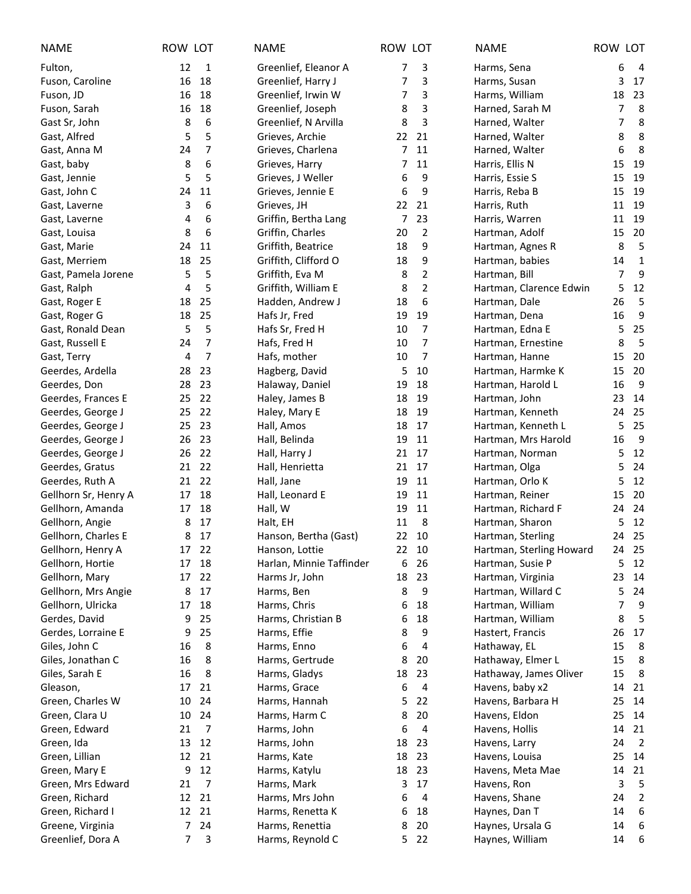| NAME | ROW | LOT |
|---|---|---|
| Fulton, | 12 | 1 |
| Fuson, Caroline | 16 | 18 |
| Fuson, JD | 16 | 18 |
| Fuson, Sarah | 16 | 18 |
| Gast Sr, John | 8 | 6 |
| Gast, Alfred | 5 | 5 |
| Gast, Anna M | 24 | 7 |
| Gast, baby | 8 | 6 |
| Gast, Jennie | 5 | 5 |
| Gast, John C | 24 | 11 |
| Gast, Laverne | 3 | 6 |
| Gast, Laverne | 4 | 6 |
| Gast, Louisa | 8 | 6 |
| Gast, Marie | 24 | 11 |
| Gast, Merriem | 18 | 25 |
| Gast, Pamela Jorene | 5 | 5 |
| Gast, Ralph | 4 | 5 |
| Gast, Roger E | 18 | 25 |
| Gast, Roger G | 18 | 25 |
| Gast, Ronald Dean | 5 | 5 |
| Gast, Russell E | 24 | 7 |
| Gast, Terry | 4 | 7 |
| Geerdes, Ardella | 28 | 23 |
| Geerdes, Don | 28 | 23 |
| Geerdes, Frances E | 25 | 22 |
| Geerdes, George J | 25 | 22 |
| Geerdes, George J | 25 | 23 |
| Geerdes, George J | 26 | 23 |
| Geerdes, George J | 26 | 22 |
| Geerdes, Gratus | 21 | 22 |
| Geerdes, Ruth A | 21 | 22 |
| Gellhorn Sr, Henry A | 17 | 18 |
| Gellhorn, Amanda | 17 | 18 |
| Gellhorn, Angie | 8 | 17 |
| Gellhorn, Charles E | 8 | 17 |
| Gellhorn, Henry A | 17 | 22 |
| Gellhorn, Hortie | 17 | 18 |
| Gellhorn, Mary | 17 | 22 |
| Gellhorn, Mrs Angie | 8 | 17 |
| Gellhorn, Ulricka | 17 | 18 |
| Gerdes, David | 9 | 25 |
| Gerdes, Lorraine E | 9 | 25 |
| Giles, John C | 16 | 8 |
| Giles, Jonathan C | 16 | 8 |
| Giles, Sarah E | 16 | 8 |
| Gleason, | 17 | 21 |
| Green, Charles W | 10 | 24 |
| Green, Clara U | 10 | 24 |
| Green, Edward | 21 | 7 |
| Green, Ida | 13 | 12 |
| Green, Lillian | 12 | 21 |
| Green, Mary E | 9 | 12 |
| Green, Mrs Edward | 21 | 7 |
| Green, Richard | 12 | 21 |
| Green, Richard I | 12 | 21 |
| Greene, Virginia | 7 | 24 |
| Greenlief, Dora A | 7 | 3 |
| Greenlief, Eleanor A | 7 | 3 |
| Greenlief, Harry J | 7 | 3 |
| Greenlief, Irwin W | 7 | 3 |
| Greenlief, Joseph | 8 | 3 |
| Greenlief, N Arvilla | 8 | 3 |
| Grieves, Archie | 22 | 21 |
| Grieves, Charlena | 7 | 11 |
| Grieves, Harry | 7 | 11 |
| Grieves, J Weller | 6 | 9 |
| Grieves, Jennie E | 6 | 9 |
| Grieves, JH | 22 | 21 |
| Griffin, Bertha Lang | 7 | 23 |
| Griffin, Charles | 20 | 2 |
| Griffith, Beatrice | 18 | 9 |
| Griffith, Clifford O | 18 | 9 |
| Griffith, Eva M | 8 | 2 |
| Griffith, William E | 8 | 2 |
| Hadden, Andrew J | 18 | 6 |
| Hafs Jr, Fred | 19 | 19 |
| Hafs Sr, Fred H | 10 | 7 |
| Hafs, Fred H | 10 | 7 |
| Hafs, mother | 10 | 7 |
| Hagberg, David | 5 | 10 |
| Halaway, Daniel | 19 | 18 |
| Haley, James B | 18 | 19 |
| Haley, Mary E | 18 | 19 |
| Hall, Amos | 18 | 17 |
| Hall, Belinda | 19 | 11 |
| Hall, Harry J | 21 | 17 |
| Hall, Henrietta | 21 | 17 |
| Hall, Jane | 19 | 11 |
| Hall, Leonard E | 19 | 11 |
| Hall, W | 19 | 11 |
| Halt, EH | 11 | 8 |
| Hanson, Bertha (Gast) | 22 | 10 |
| Hanson, Lottie | 22 | 10 |
| Harlan, Minnie Taffinder | 6 | 26 |
| Harms Jr, John | 18 | 23 |
| Harms, Ben | 8 | 9 |
| Harms, Chris | 6 | 18 |
| Harms, Christian B | 6 | 18 |
| Harms, Effie | 8 | 9 |
| Harms, Enno | 6 | 4 |
| Harms, Gertrude | 8 | 20 |
| Harms, Gladys | 18 | 23 |
| Harms, Grace | 6 | 4 |
| Harms, Hannah | 5 | 22 |
| Harms, Harm C | 8 | 20 |
| Harms, John | 6 | 4 |
| Harms, John | 18 | 23 |
| Harms, Kate | 18 | 23 |
| Harms, Katylu | 18 | 23 |
| Harms, Mark | 3 | 17 |
| Harms, Mrs John | 6 | 4 |
| Harms, Renetta K | 6 | 18 |
| Harms, Renettia | 8 | 20 |
| Harms, Reynold C | 5 | 22 |
| Harms, Sena | 6 | 4 |
| Harms, Susan | 3 | 17 |
| Harms, William | 18 | 23 |
| Harned, Sarah M | 7 | 8 |
| Harned, Walter | 7 | 8 |
| Harned, Walter | 8 | 8 |
| Harned, Walter | 6 | 8 |
| Harris, Ellis N | 15 | 19 |
| Harris, Essie S | 15 | 19 |
| Harris, Reba B | 15 | 19 |
| Harris, Ruth | 11 | 19 |
| Harris, Warren | 11 | 19 |
| Hartman, Adolf | 15 | 20 |
| Hartman, Agnes R | 8 | 5 |
| Hartman, babies | 14 | 1 |
| Hartman, Bill | 7 | 9 |
| Hartman, Clarence Edwin | 5 | 12 |
| Hartman, Dale | 26 | 5 |
| Hartman, Dena | 16 | 9 |
| Hartman, Edna E | 5 | 25 |
| Hartman, Ernestine | 8 | 5 |
| Hartman, Hanne | 15 | 20 |
| Hartman, Harmke K | 15 | 20 |
| Hartman, Harold L | 16 | 9 |
| Hartman, John | 23 | 14 |
| Hartman, Kenneth | 24 | 25 |
| Hartman, Kenneth L | 5 | 25 |
| Hartman, Mrs Harold | 16 | 9 |
| Hartman, Norman | 5 | 12 |
| Hartman, Olga | 5 | 24 |
| Hartman, Orlo K | 5 | 12 |
| Hartman, Reiner | 15 | 20 |
| Hartman, Richard F | 24 | 24 |
| Hartman, Sharon | 5 | 12 |
| Hartman, Sterling | 24 | 25 |
| Hartman, Sterling Howard | 24 | 25 |
| Hartman, Susie P | 5 | 12 |
| Hartman, Virginia | 23 | 14 |
| Hartman, Willard C | 5 | 24 |
| Hartman, William | 7 | 9 |
| Hartman, William | 8 | 5 |
| Hastert, Francis | 26 | 17 |
| Hathaway, EL | 15 | 8 |
| Hathaway, Elmer L | 15 | 8 |
| Hathaway, James Oliver | 15 | 8 |
| Havens, baby x2 | 14 | 21 |
| Havens, Barbara H | 25 | 14 |
| Havens, Eldon | 25 | 14 |
| Havens, Hollis | 14 | 21 |
| Havens, Larry | 24 | 2 |
| Havens, Louisa | 25 | 14 |
| Havens, Meta Mae | 14 | 21 |
| Havens, Ron | 3 | 5 |
| Havens, Shane | 24 | 2 |
| Haynes, Dan T | 14 | 6 |
| Haynes, Ursala G | 14 | 6 |
| Haynes, William | 14 | 6 |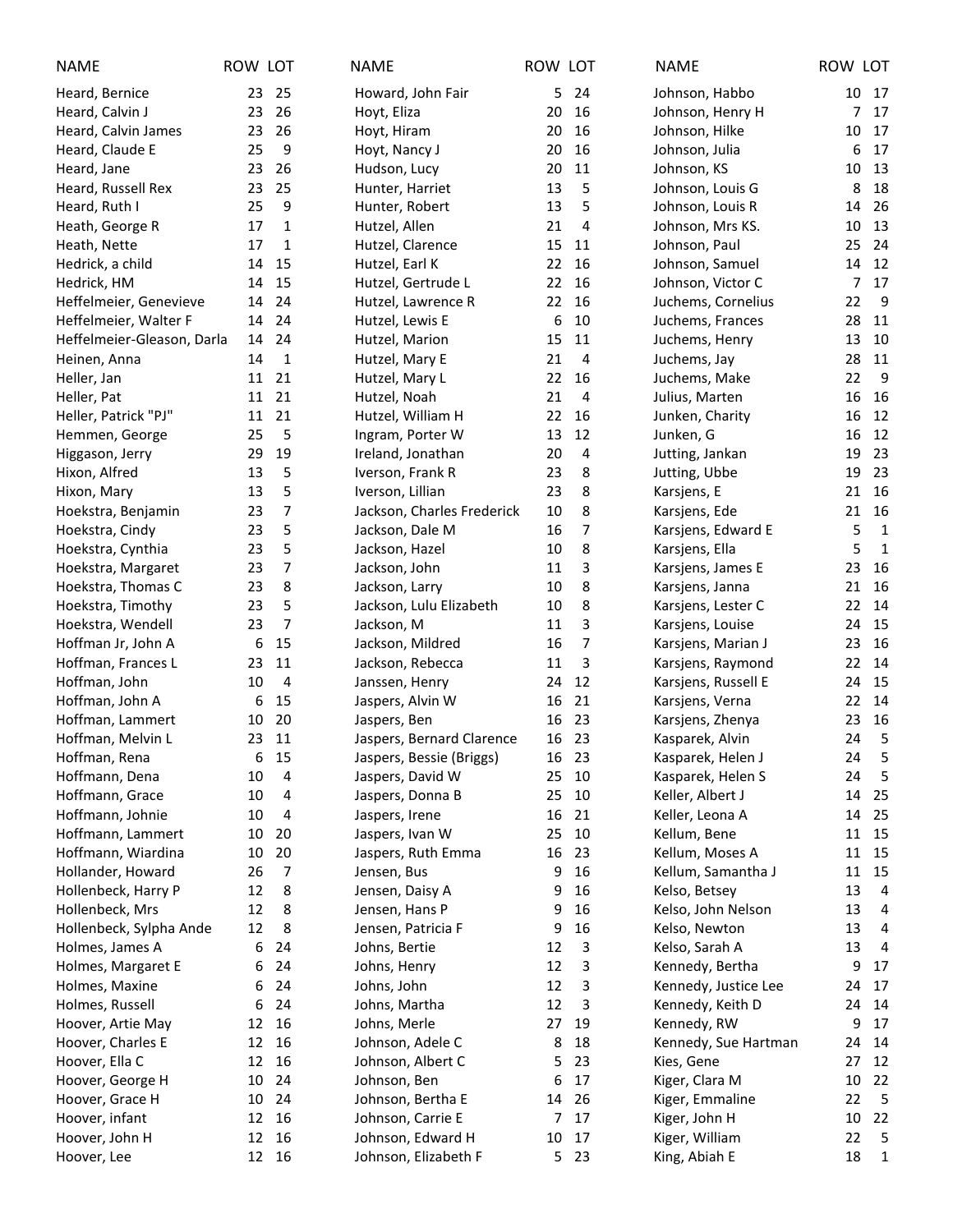| NAME | ROW | LOT |
|---|---|---|
| Heard, Bernice | 23 | 25 |
| Heard, Calvin J | 23 | 26 |
| Heard, Calvin James | 23 | 26 |
| Heard, Claude E | 25 | 9 |
| Heard, Jane | 23 | 26 |
| Heard, Russell Rex | 23 | 25 |
| Heard, Ruth I | 25 | 9 |
| Heath, George R | 17 | 1 |
| Heath, Nette | 17 | 1 |
| Hedrick, a child | 14 | 15 |
| Hedrick, HM | 14 | 15 |
| Heffelmeier, Genevieve | 14 | 24 |
| Heffelmeier, Walter F | 14 | 24 |
| Heffelmeier-Gleason, Darla | 14 | 24 |
| Heinen, Anna | 14 | 1 |
| Heller, Jan | 11 | 21 |
| Heller, Pat | 11 | 21 |
| Heller, Patrick "PJ" | 11 | 21 |
| Hemmen, George | 25 | 5 |
| Higgason, Jerry | 29 | 19 |
| Hixon, Alfred | 13 | 5 |
| Hixon, Mary | 13 | 5 |
| Hoekstra, Benjamin | 23 | 7 |
| Hoekstra, Cindy | 23 | 5 |
| Hoekstra, Cynthia | 23 | 5 |
| Hoekstra, Margaret | 23 | 7 |
| Hoekstra, Thomas C | 23 | 8 |
| Hoekstra, Timothy | 23 | 5 |
| Hoekstra, Wendell | 23 | 7 |
| Hoffman Jr, John A | 6 | 15 |
| Hoffman, Frances L | 23 | 11 |
| Hoffman, John | 10 | 4 |
| Hoffman, John A | 6 | 15 |
| Hoffman, Lammert | 10 | 20 |
| Hoffman, Melvin L | 23 | 11 |
| Hoffman, Rena | 6 | 15 |
| Hoffmann, Dena | 10 | 4 |
| Hoffmann, Grace | 10 | 4 |
| Hoffmann, Johnie | 10 | 4 |
| Hoffmann, Lammert | 10 | 20 |
| Hoffmann, Wiardina | 10 | 20 |
| Hollander, Howard | 26 | 7 |
| Hollenbeck, Harry P | 12 | 8 |
| Hollenbeck, Mrs | 12 | 8 |
| Hollenbeck, Sylpha Ande | 12 | 8 |
| Holmes, James A | 6 | 24 |
| Holmes, Margaret E | 6 | 24 |
| Holmes, Maxine | 6 | 24 |
| Holmes, Russell | 6 | 24 |
| Hoover, Artie May | 12 | 16 |
| Hoover, Charles E | 12 | 16 |
| Hoover, Ella C | 12 | 16 |
| Hoover, George H | 10 | 24 |
| Hoover, Grace H | 10 | 24 |
| Hoover, infant | 12 | 16 |
| Hoover, John H | 12 | 16 |
| Hoover, Lee | 12 | 16 |
| Howard, John Fair | 5 | 24 |
| Hoyt, Eliza | 20 | 16 |
| Hoyt, Hiram | 20 | 16 |
| Hoyt, Nancy J | 20 | 16 |
| Hudson, Lucy | 20 | 11 |
| Hunter, Harriet | 13 | 5 |
| Hunter, Robert | 13 | 5 |
| Hutzel, Allen | 21 | 4 |
| Hutzel, Clarence | 15 | 11 |
| Hutzel, Earl K | 22 | 16 |
| Hutzel, Gertrude L | 22 | 16 |
| Hutzel, Lawrence R | 22 | 16 |
| Hutzel, Lewis E | 6 | 10 |
| Hutzel, Marion | 15 | 11 |
| Hutzel, Mary E | 21 | 4 |
| Hutzel, Mary L | 22 | 16 |
| Hutzel, Noah | 21 | 4 |
| Hutzel, William H | 22 | 16 |
| Ingram, Porter W | 13 | 12 |
| Ireland, Jonathan | 20 | 4 |
| Iverson, Frank R | 23 | 8 |
| Iverson, Lillian | 23 | 8 |
| Jackson, Charles Frederick | 10 | 8 |
| Jackson, Dale M | 16 | 7 |
| Jackson, Hazel | 10 | 8 |
| Jackson, John | 11 | 3 |
| Jackson, Larry | 10 | 8 |
| Jackson, Lulu Elizabeth | 10 | 8 |
| Jackson, M | 11 | 3 |
| Jackson, Mildred | 16 | 7 |
| Jackson, Rebecca | 11 | 3 |
| Janssen, Henry | 24 | 12 |
| Jaspers, Alvin W | 16 | 21 |
| Jaspers, Ben | 16 | 23 |
| Jaspers, Bernard Clarence | 16 | 23 |
| Jaspers, Bessie (Briggs) | 16 | 23 |
| Jaspers, David W | 25 | 10 |
| Jaspers, Donna B | 25 | 10 |
| Jaspers, Irene | 16 | 21 |
| Jaspers, Ivan W | 25 | 10 |
| Jaspers, Ruth Emma | 16 | 23 |
| Jensen, Bus | 9 | 16 |
| Jensen, Daisy A | 9 | 16 |
| Jensen, Hans P | 9 | 16 |
| Jensen, Patricia F | 9 | 16 |
| Johns, Bertie | 12 | 3 |
| Johns, Henry | 12 | 3 |
| Johns, John | 12 | 3 |
| Johns, Martha | 12 | 3 |
| Johns, Merle | 27 | 19 |
| Johnson, Adele C | 8 | 18 |
| Johnson, Albert C | 5 | 23 |
| Johnson, Ben | 6 | 17 |
| Johnson, Bertha E | 14 | 26 |
| Johnson, Carrie E | 7 | 17 |
| Johnson, Edward H | 10 | 17 |
| Johnson, Elizabeth F | 5 | 23 |
| Johnson, Habbo | 10 | 17 |
| Johnson, Henry H | 7 | 17 |
| Johnson, Hilke | 10 | 17 |
| Johnson, Julia | 6 | 17 |
| Johnson, KS | 10 | 13 |
| Johnson, Louis G | 8 | 18 |
| Johnson, Louis R | 14 | 26 |
| Johnson, Mrs KS. | 10 | 13 |
| Johnson, Paul | 25 | 24 |
| Johnson, Samuel | 14 | 12 |
| Johnson, Victor C | 7 | 17 |
| Juchems, Cornelius | 22 | 9 |
| Juchems, Frances | 28 | 11 |
| Juchems, Henry | 13 | 10 |
| Juchems, Jay | 28 | 11 |
| Juchems, Make | 22 | 9 |
| Julius, Marten | 16 | 16 |
| Junken, Charity | 16 | 12 |
| Junken, G | 16 | 12 |
| Jutting, Jankan | 19 | 23 |
| Jutting, Ubbe | 19 | 23 |
| Karsjens, E | 21 | 16 |
| Karsjens, Ede | 21 | 16 |
| Karsjens, Edward E | 5 | 1 |
| Karsjens, Ella | 5 | 1 |
| Karsjens, James E | 23 | 16 |
| Karsjens, Janna | 21 | 16 |
| Karsjens, Lester C | 22 | 14 |
| Karsjens, Louise | 24 | 15 |
| Karsjens, Marian J | 23 | 16 |
| Karsjens, Raymond | 22 | 14 |
| Karsjens, Russell E | 24 | 15 |
| Karsjens, Verna | 22 | 14 |
| Karsjens, Zhenya | 23 | 16 |
| Kasparek, Alvin | 24 | 5 |
| Kasparek, Helen J | 24 | 5 |
| Kasparek, Helen S | 24 | 5 |
| Keller, Albert J | 14 | 25 |
| Keller, Leona A | 14 | 25 |
| Kellum, Bene | 11 | 15 |
| Kellum, Moses A | 11 | 15 |
| Kellum, Samantha J | 11 | 15 |
| Kelso, Betsey | 13 | 4 |
| Kelso, John Nelson | 13 | 4 |
| Kelso, Newton | 13 | 4 |
| Kelso, Sarah A | 13 | 4 |
| Kennedy, Bertha | 9 | 17 |
| Kennedy, Justice Lee | 24 | 17 |
| Kennedy, Keith D | 24 | 14 |
| Kennedy, RW | 9 | 17 |
| Kennedy, Sue Hartman | 24 | 14 |
| Kies, Gene | 27 | 12 |
| Kiger, Clara M | 10 | 22 |
| Kiger, Emmaline | 22 | 5 |
| Kiger, John H | 10 | 22 |
| Kiger, William | 22 | 5 |
| King, Abiah E | 18 | 1 |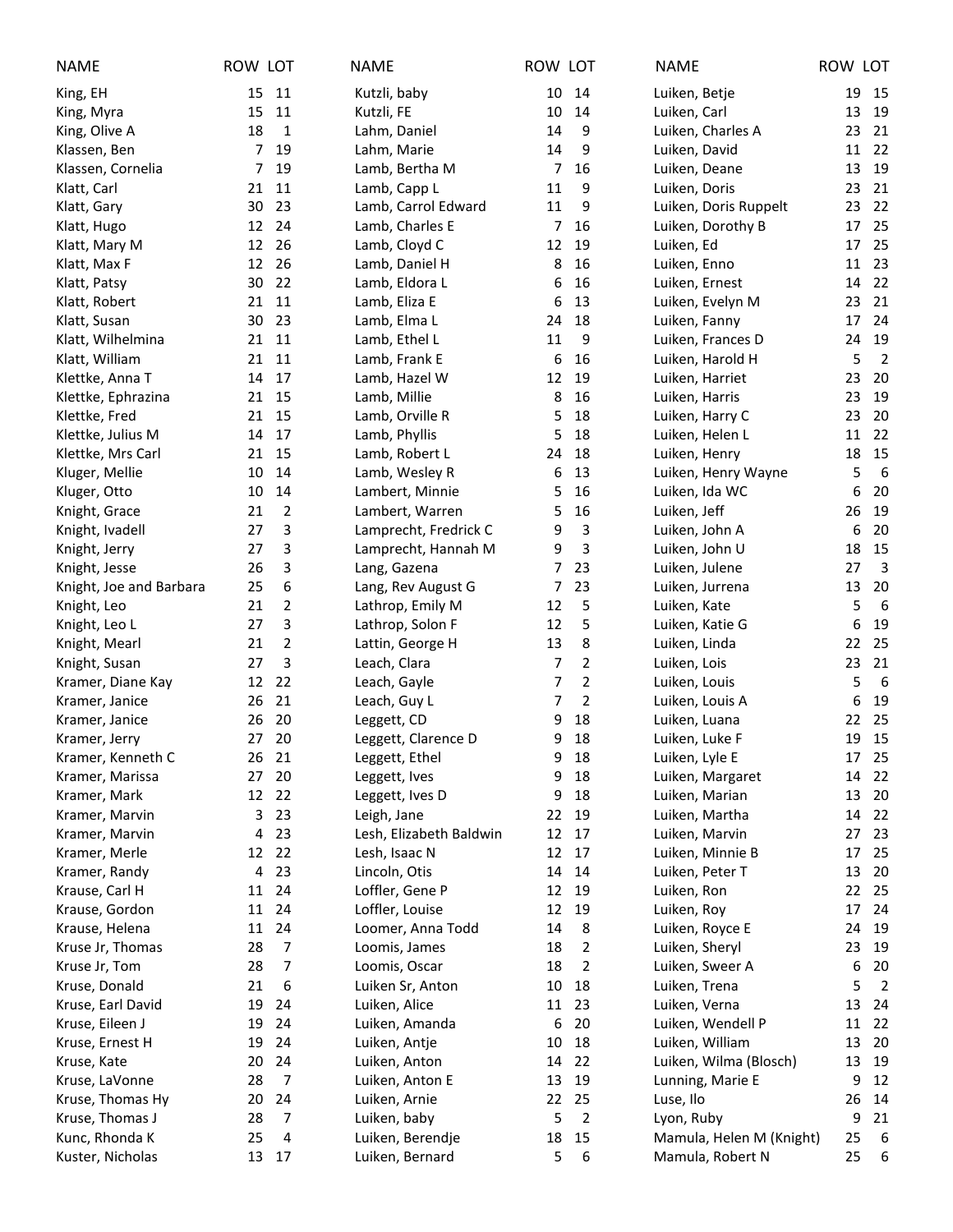| NAME | ROW | LOT |
|---|---|---|
| King, EH | 15 | 11 |
| King, Myra | 15 | 11 |
| King, Olive A | 18 | 1 |
| Klassen, Ben | 7 | 19 |
| Klassen, Cornelia | 7 | 19 |
| Klatt, Carl | 21 | 11 |
| Klatt, Gary | 30 | 23 |
| Klatt, Hugo | 12 | 24 |
| Klatt, Mary M | 12 | 26 |
| Klatt, Max F | 12 | 26 |
| Klatt, Patsy | 30 | 22 |
| Klatt, Robert | 21 | 11 |
| Klatt, Susan | 30 | 23 |
| Klatt, Wilhelmina | 21 | 11 |
| Klatt, William | 21 | 11 |
| Klettke, Anna T | 14 | 17 |
| Klettke, Ephrazina | 21 | 15 |
| Klettke, Fred | 21 | 15 |
| Klettke, Julius M | 14 | 17 |
| Klettke, Mrs Carl | 21 | 15 |
| Kluger, Mellie | 10 | 14 |
| Kluger, Otto | 10 | 14 |
| Knight, Grace | 21 | 2 |
| Knight, Ivadell | 27 | 3 |
| Knight, Jerry | 27 | 3 |
| Knight, Jesse | 26 | 3 |
| Knight, Joe and Barbara | 25 | 6 |
| Knight, Leo | 21 | 2 |
| Knight, Leo L | 27 | 3 |
| Knight, Mearl | 21 | 2 |
| Knight, Susan | 27 | 3 |
| Kramer, Diane Kay | 12 | 22 |
| Kramer, Janice | 26 | 21 |
| Kramer, Janice | 26 | 20 |
| Kramer, Jerry | 27 | 20 |
| Kramer, Kenneth C | 26 | 21 |
| Kramer, Marissa | 27 | 20 |
| Kramer, Mark | 12 | 22 |
| Kramer, Marvin | 3 | 23 |
| Kramer, Marvin | 4 | 23 |
| Kramer, Merle | 12 | 22 |
| Kramer, Randy | 4 | 23 |
| Krause, Carl H | 11 | 24 |
| Krause, Gordon | 11 | 24 |
| Krause, Helena | 11 | 24 |
| Kruse Jr, Thomas | 28 | 7 |
| Kruse Jr, Tom | 28 | 7 |
| Kruse, Donald | 21 | 6 |
| Kruse, Earl David | 19 | 24 |
| Kruse, Eileen J | 19 | 24 |
| Kruse, Ernest H | 19 | 24 |
| Kruse, Kate | 20 | 24 |
| Kruse, LaVonne | 28 | 7 |
| Kruse, Thomas Hy | 20 | 24 |
| Kruse, Thomas J | 28 | 7 |
| Kunc, Rhonda K | 25 | 4 |
| Kuster, Nicholas | 13 | 17 |
| Kutzli, baby | 10 | 14 |
| Kutzli, FE | 10 | 14 |
| Lahm, Daniel | 14 | 9 |
| Lahm, Marie | 14 | 9 |
| Lamb, Bertha M | 7 | 16 |
| Lamb, Capp L | 11 | 9 |
| Lamb, Carrol Edward | 11 | 9 |
| Lamb, Charles E | 7 | 16 |
| Lamb, Cloyd C | 12 | 19 |
| Lamb, Daniel H | 8 | 16 |
| Lamb, Eldora L | 6 | 16 |
| Lamb, Eliza E | 6 | 13 |
| Lamb, Elma L | 24 | 18 |
| Lamb, Ethel L | 11 | 9 |
| Lamb, Frank E | 6 | 16 |
| Lamb, Hazel W | 12 | 19 |
| Lamb, Millie | 8 | 16 |
| Lamb, Orville R | 5 | 18 |
| Lamb, Phyllis | 5 | 18 |
| Lamb, Robert L | 24 | 18 |
| Lamb, Wesley R | 6 | 13 |
| Lambert, Minnie | 5 | 16 |
| Lambert, Warren | 5 | 16 |
| Lamprecht, Fredrick C | 9 | 3 |
| Lamprecht, Hannah M | 9 | 3 |
| Lang, Gazena | 7 | 23 |
| Lang, Rev August G | 7 | 23 |
| Lathrop, Emily M | 12 | 5 |
| Lathrop, Solon F | 12 | 5 |
| Lattin, George H | 13 | 8 |
| Leach, Clara | 7 | 2 |
| Leach, Gayle | 7 | 2 |
| Leach, Guy L | 7 | 2 |
| Leggett, CD | 9 | 18 |
| Leggett, Clarence D | 9 | 18 |
| Leggett, Ethel | 9 | 18 |
| Leggett, Ives | 9 | 18 |
| Leggett, Ives D | 9 | 18 |
| Leigh, Jane | 22 | 19 |
| Lesh, Elizabeth Baldwin | 12 | 17 |
| Lesh, Isaac N | 12 | 17 |
| Lincoln, Otis | 14 | 14 |
| Loffler, Gene P | 12 | 19 |
| Loffler, Louise | 12 | 19 |
| Loomer, Anna Todd | 14 | 8 |
| Loomis, James | 18 | 2 |
| Loomis, Oscar | 18 | 2 |
| Luiken Sr, Anton | 10 | 18 |
| Luiken, Alice | 11 | 23 |
| Luiken, Amanda | 6 | 20 |
| Luiken, Antje | 10 | 18 |
| Luiken, Anton | 14 | 22 |
| Luiken, Anton E | 13 | 19 |
| Luiken, Arnie | 22 | 25 |
| Luiken, baby | 5 | 2 |
| Luiken, Berendje | 18 | 15 |
| Luiken, Bernard | 5 | 6 |
| Luiken, Betje | 19 | 15 |
| Luiken, Carl | 13 | 19 |
| Luiken, Charles A | 23 | 21 |
| Luiken, David | 11 | 22 |
| Luiken, Deane | 13 | 19 |
| Luiken, Doris | 23 | 21 |
| Luiken, Doris Ruppelt | 23 | 22 |
| Luiken, Dorothy B | 17 | 25 |
| Luiken, Ed | 17 | 25 |
| Luiken, Enno | 11 | 23 |
| Luiken, Ernest | 14 | 22 |
| Luiken, Evelyn M | 23 | 21 |
| Luiken, Fanny | 17 | 24 |
| Luiken, Frances D | 24 | 19 |
| Luiken, Harold H | 5 | 2 |
| Luiken, Harriet | 23 | 20 |
| Luiken, Harris | 23 | 19 |
| Luiken, Harry C | 23 | 20 |
| Luiken, Helen L | 11 | 22 |
| Luiken, Henry | 18 | 15 |
| Luiken, Henry Wayne | 5 | 6 |
| Luiken, Ida WC | 6 | 20 |
| Luiken, Jeff | 26 | 19 |
| Luiken, John A | 6 | 20 |
| Luiken, John U | 18 | 15 |
| Luiken, Julene | 27 | 3 |
| Luiken, Jurrena | 13 | 20 |
| Luiken, Kate | 5 | 6 |
| Luiken, Katie G | 6 | 19 |
| Luiken, Linda | 22 | 25 |
| Luiken, Lois | 23 | 21 |
| Luiken, Louis | 5 | 6 |
| Luiken, Louis A | 6 | 19 |
| Luiken, Luana | 22 | 25 |
| Luiken, Luke F | 19 | 15 |
| Luiken, Lyle E | 17 | 25 |
| Luiken, Margaret | 14 | 22 |
| Luiken, Marian | 13 | 20 |
| Luiken, Martha | 14 | 22 |
| Luiken, Marvin | 27 | 23 |
| Luiken, Minnie B | 17 | 25 |
| Luiken, Peter T | 13 | 20 |
| Luiken, Ron | 22 | 25 |
| Luiken, Roy | 17 | 24 |
| Luiken, Royce E | 24 | 19 |
| Luiken, Sheryl | 23 | 19 |
| Luiken, Sweer A | 6 | 20 |
| Luiken, Trena | 5 | 2 |
| Luiken, Verna | 13 | 24 |
| Luiken, Wendell P | 11 | 22 |
| Luiken, William | 13 | 20 |
| Luiken, Wilma (Blosch) | 13 | 19 |
| Lunning, Marie E | 9 | 12 |
| Luse, Ilo | 26 | 14 |
| Lyon, Ruby | 9 | 21 |
| Mamula, Helen M (Knight) | 25 | 6 |
| Mamula, Robert N | 25 | 6 |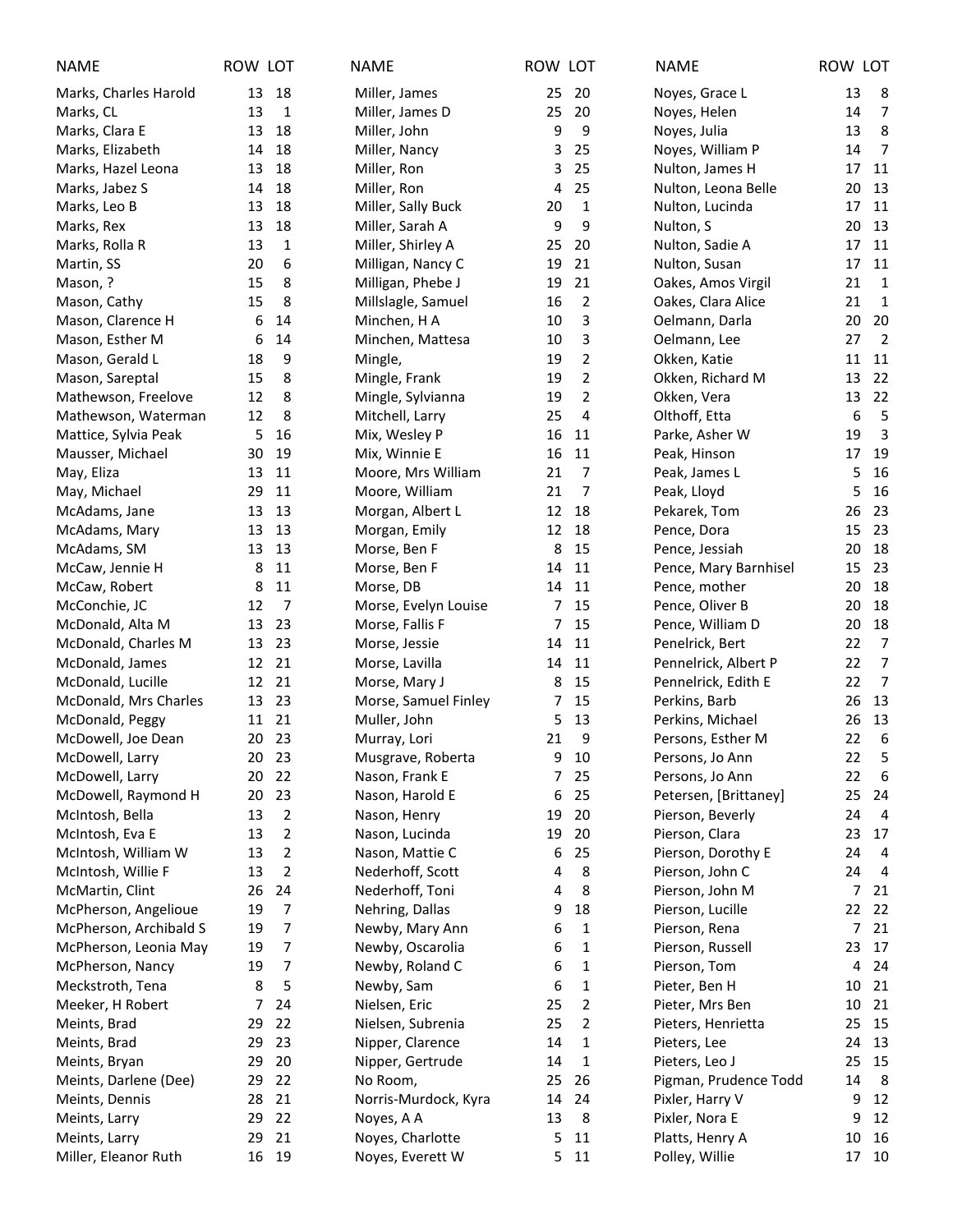| NAME | ROW | LOT |
|---|---|---|
| Marks, Charles Harold | 13 | 18 |
| Marks, CL | 13 | 1 |
| Marks, Clara E | 13 | 18 |
| Marks, Elizabeth | 14 | 18 |
| Marks, Hazel Leona | 13 | 18 |
| Marks, Jabez S | 14 | 18 |
| Marks, Leo B | 13 | 18 |
| Marks, Rex | 13 | 18 |
| Marks, Rolla R | 13 | 1 |
| Martin, SS | 20 | 6 |
| Mason, ? | 15 | 8 |
| Mason, Cathy | 15 | 8 |
| Mason, Clarence H | 6 | 14 |
| Mason, Esther M | 6 | 14 |
| Mason, Gerald L | 18 | 9 |
| Mason, Sareptal | 15 | 8 |
| Mathewson, Freelove | 12 | 8 |
| Mathewson, Waterman | 12 | 8 |
| Mattice, Sylvia Peak | 5 | 16 |
| Mausser, Michael | 30 | 19 |
| May, Eliza | 13 | 11 |
| May, Michael | 29 | 11 |
| McAdams, Jane | 13 | 13 |
| McAdams, Mary | 13 | 13 |
| McAdams, SM | 13 | 13 |
| McCaw, Jennie H | 8 | 11 |
| McCaw, Robert | 8 | 11 |
| McConchie, JC | 12 | 7 |
| McDonald, Alta M | 13 | 23 |
| McDonald, Charles M | 13 | 23 |
| McDonald, James | 12 | 21 |
| McDonald, Lucille | 12 | 21 |
| McDonald, Mrs Charles | 13 | 23 |
| McDonald, Peggy | 11 | 21 |
| McDowell, Joe Dean | 20 | 23 |
| McDowell, Larry | 20 | 23 |
| McDowell, Larry | 20 | 22 |
| McDowell, Raymond H | 20 | 23 |
| McIntosh, Bella | 13 | 2 |
| McIntosh, Eva E | 13 | 2 |
| McIntosh, William W | 13 | 2 |
| McIntosh, Willie F | 13 | 2 |
| McMartin, Clint | 26 | 24 |
| McPherson, Angelioue | 19 | 7 |
| McPherson, Archibald S | 19 | 7 |
| McPherson, Leonia May | 19 | 7 |
| McPherson, Nancy | 19 | 7 |
| Meckstroth, Tena | 8 | 5 |
| Meeker, H Robert | 7 | 24 |
| Meints, Brad | 29 | 22 |
| Meints, Brad | 29 | 23 |
| Meints, Bryan | 29 | 20 |
| Meints, Darlene (Dee) | 29 | 22 |
| Meints, Dennis | 28 | 21 |
| Meints, Larry | 29 | 22 |
| Meints, Larry | 29 | 21 |
| Miller, Eleanor Ruth | 16 | 19 |
| Miller, James | 25 | 20 |
| Miller, James D | 25 | 20 |
| Miller, John | 9 | 9 |
| Miller, Nancy | 3 | 25 |
| Miller, Ron | 3 | 25 |
| Miller, Ron | 4 | 25 |
| Miller, Sally Buck | 20 | 1 |
| Miller, Sarah A | 9 | 9 |
| Miller, Shirley A | 25 | 20 |
| Milligan, Nancy C | 19 | 21 |
| Milligan, Phebe J | 19 | 21 |
| Millslagle, Samuel | 16 | 2 |
| Minchen, H A | 10 | 3 |
| Minchen, Mattesa | 10 | 3 |
| Mingle, | 19 | 2 |
| Mingle, Frank | 19 | 2 |
| Mingle, Sylvianna | 19 | 2 |
| Mitchell, Larry | 25 | 4 |
| Mix, Wesley P | 16 | 11 |
| Mix, Winnie E | 16 | 11 |
| Moore, Mrs William | 21 | 7 |
| Moore, William | 21 | 7 |
| Morgan, Albert L | 12 | 18 |
| Morgan, Emily | 12 | 18 |
| Morse, Ben F | 8 | 15 |
| Morse, Ben F | 14 | 11 |
| Morse, DB | 14 | 11 |
| Morse, Evelyn Louise | 7 | 15 |
| Morse, Fallis F | 7 | 15 |
| Morse, Jessie | 14 | 11 |
| Morse, Lavilla | 14 | 11 |
| Morse, Mary J | 8 | 15 |
| Morse, Samuel Finley | 7 | 15 |
| Muller, John | 5 | 13 |
| Murray, Lori | 21 | 9 |
| Musgrave, Roberta | 9 | 10 |
| Nason, Frank E | 7 | 25 |
| Nason, Harold E | 6 | 25 |
| Nason, Henry | 19 | 20 |
| Nason, Lucinda | 19 | 20 |
| Nason, Mattie C | 6 | 25 |
| Nederhoff, Scott | 4 | 8 |
| Nederhoff, Toni | 4 | 8 |
| Nehring, Dallas | 9 | 18 |
| Newby, Mary Ann | 6 | 1 |
| Newby, Oscarolia | 6 | 1 |
| Newby, Roland C | 6 | 1 |
| Newby, Sam | 6 | 1 |
| Nielsen, Eric | 25 | 2 |
| Nielsen, Subrenia | 25 | 2 |
| Nipper, Clarence | 14 | 1 |
| Nipper, Gertrude | 14 | 1 |
| No Room, | 25 | 26 |
| Norris-Murdock, Kyra | 14 | 24 |
| Noyes, A A | 13 | 8 |
| Noyes, Charlotte | 5 | 11 |
| Noyes, Everett W | 5 | 11 |
| Noyes, Grace L | 13 | 8 |
| Noyes, Helen | 14 | 7 |
| Noyes, Julia | 13 | 8 |
| Noyes, William P | 14 | 7 |
| Nulton, James H | 17 | 11 |
| Nulton, Leona Belle | 20 | 13 |
| Nulton, Lucinda | 17 | 11 |
| Nulton, S | 20 | 13 |
| Nulton, Sadie A | 17 | 11 |
| Nulton, Susan | 17 | 11 |
| Oakes, Amos Virgil | 21 | 1 |
| Oakes, Clara Alice | 21 | 1 |
| Oelmann, Darla | 20 | 20 |
| Oelmann, Lee | 27 | 2 |
| Okken, Katie | 11 | 11 |
| Okken, Richard M | 13 | 22 |
| Okken, Vera | 13 | 22 |
| Olthoff, Etta | 6 | 5 |
| Parke, Asher W | 19 | 3 |
| Peak, Hinson | 17 | 19 |
| Peak, James L | 5 | 16 |
| Peak, Lloyd | 5 | 16 |
| Pekarek, Tom | 26 | 23 |
| Pence, Dora | 15 | 23 |
| Pence, Jessiah | 20 | 18 |
| Pence, Mary Barnhisel | 15 | 23 |
| Pence, mother | 20 | 18 |
| Pence, Oliver B | 20 | 18 |
| Pence, William D | 20 | 18 |
| Penelrick, Bert | 22 | 7 |
| Pennelrick, Albert P | 22 | 7 |
| Pennelrick, Edith E | 22 | 7 |
| Perkins, Barb | 26 | 13 |
| Perkins, Michael | 26 | 13 |
| Persons, Esther M | 22 | 6 |
| Persons, Jo Ann | 22 | 5 |
| Persons, Jo Ann | 22 | 6 |
| Petersen, [Brittaney] | 25 | 24 |
| Pierson, Beverly | 24 | 4 |
| Pierson, Clara | 23 | 17 |
| Pierson, Dorothy E | 24 | 4 |
| Pierson, John C | 24 | 4 |
| Pierson, John M | 7 | 21 |
| Pierson, Lucille | 22 | 22 |
| Pierson, Rena | 7 | 21 |
| Pierson, Russell | 23 | 17 |
| Pierson, Tom | 4 | 24 |
| Pieter, Ben H | 10 | 21 |
| Pieter, Mrs Ben | 10 | 21 |
| Pieters, Henrietta | 25 | 15 |
| Pieters, Lee | 24 | 13 |
| Pieters, Leo J | 25 | 15 |
| Pigman, Prudence Todd | 14 | 8 |
| Pixler, Harry V | 9 | 12 |
| Pixler, Nora E | 9 | 12 |
| Platts, Henry A | 10 | 16 |
| Polley, Willie | 17 | 10 |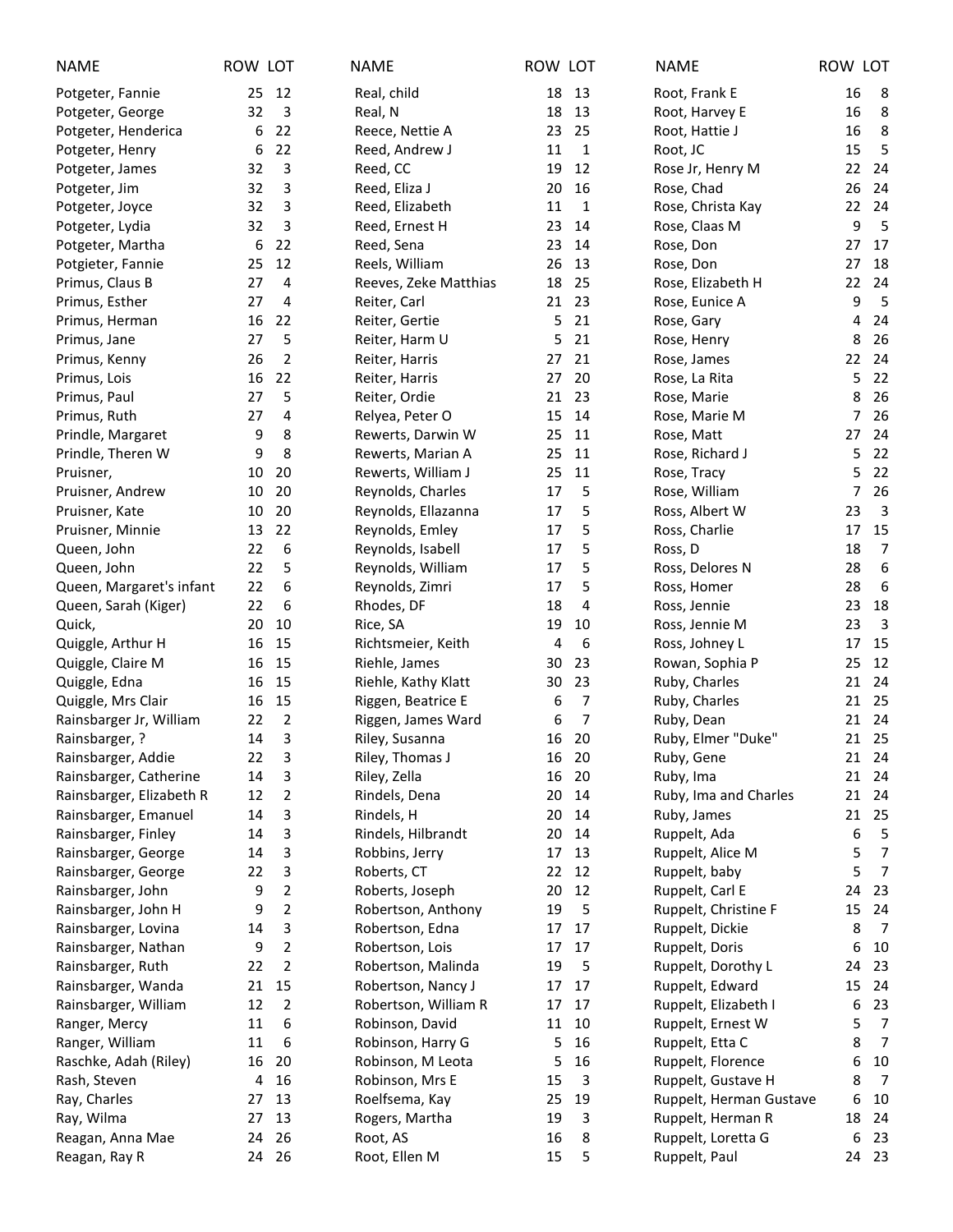| NAME | ROW | LOT |
|---|---|---|
| Potgeter, Fannie | 25 | 12 |
| Potgeter, George | 32 | 3 |
| Potgeter, Henderica | 6 | 22 |
| Potgeter, Henry | 6 | 22 |
| Potgeter, James | 32 | 3 |
| Potgeter, Jim | 32 | 3 |
| Potgeter, Joyce | 32 | 3 |
| Potgeter, Lydia | 32 | 3 |
| Potgeter, Martha | 6 | 22 |
| Potgieter, Fannie | 25 | 12 |
| Primus, Claus B | 27 | 4 |
| Primus, Esther | 27 | 4 |
| Primus, Herman | 16 | 22 |
| Primus, Jane | 27 | 5 |
| Primus, Kenny | 26 | 2 |
| Primus, Lois | 16 | 22 |
| Primus, Paul | 27 | 5 |
| Primus, Ruth | 27 | 4 |
| Prindle, Margaret | 9 | 8 |
| Prindle, Theren W | 9 | 8 |
| Pruisner, | 10 | 20 |
| Pruisner, Andrew | 10 | 20 |
| Pruisner, Kate | 10 | 20 |
| Pruisner, Minnie | 13 | 22 |
| Queen, John | 22 | 6 |
| Queen, John | 22 | 5 |
| Queen, Margaret's infant | 22 | 6 |
| Queen, Sarah (Kiger) | 22 | 6 |
| Quick, | 20 | 10 |
| Quiggle, Arthur H | 16 | 15 |
| Quiggle, Claire M | 16 | 15 |
| Quiggle, Edna | 16 | 15 |
| Quiggle, Mrs Clair | 16 | 15 |
| Rainsbarger Jr, William | 22 | 2 |
| Rainsbarger, ? | 14 | 3 |
| Rainsbarger, Addie | 22 | 3 |
| Rainsbarger, Catherine | 14 | 3 |
| Rainsbarger, Elizabeth R | 12 | 2 |
| Rainsbarger, Emanuel | 14 | 3 |
| Rainsbarger, Finley | 14 | 3 |
| Rainsbarger, George | 14 | 3 |
| Rainsbarger, George | 22 | 3 |
| Rainsbarger, John | 9 | 2 |
| Rainsbarger, John H | 9 | 2 |
| Rainsbarger, Lovina | 14 | 3 |
| Rainsbarger, Nathan | 9 | 2 |
| Rainsbarger, Ruth | 22 | 2 |
| Rainsbarger, Wanda | 21 | 15 |
| Rainsbarger, William | 12 | 2 |
| Ranger, Mercy | 11 | 6 |
| Ranger, William | 11 | 6 |
| Raschke, Adah (Riley) | 16 | 20 |
| Rash, Steven | 4 | 16 |
| Ray, Charles | 27 | 13 |
| Ray, Wilma | 27 | 13 |
| Reagan, Anna Mae | 24 | 26 |
| Reagan, Ray R | 24 | 26 |
| Real, child | 18 | 13 |
| Real, N | 18 | 13 |
| Reece, Nettie A | 23 | 25 |
| Reed, Andrew J | 11 | 1 |
| Reed, CC | 19 | 12 |
| Reed, Eliza J | 20 | 16 |
| Reed, Elizabeth | 11 | 1 |
| Reed, Ernest H | 23 | 14 |
| Reed, Sena | 23 | 14 |
| Reels, William | 26 | 13 |
| Reeves, Zeke Matthias | 18 | 25 |
| Reiter, Carl | 21 | 23 |
| Reiter, Gertie | 5 | 21 |
| Reiter, Harm U | 5 | 21 |
| Reiter, Harris | 27 | 21 |
| Reiter, Harris | 27 | 20 |
| Reiter, Ordie | 21 | 23 |
| Relyea, Peter O | 15 | 14 |
| Rewerts, Darwin W | 25 | 11 |
| Rewerts, Marian A | 25 | 11 |
| Rewerts, William J | 25 | 11 |
| Reynolds, Charles | 17 | 5 |
| Reynolds, Ellazanna | 17 | 5 |
| Reynolds, Emley | 17 | 5 |
| Reynolds, Isabell | 17 | 5 |
| Reynolds, William | 17 | 5 |
| Reynolds, Zimri | 17 | 5 |
| Rhodes, DF | 18 | 4 |
| Rice, SA | 19 | 10 |
| Richtsmeier, Keith | 4 | 6 |
| Riehle, James | 30 | 23 |
| Riehle, Kathy Klatt | 30 | 23 |
| Riggen, Beatrice E | 6 | 7 |
| Riggen, James Ward | 6 | 7 |
| Riley, Susanna | 16 | 20 |
| Riley, Thomas J | 16 | 20 |
| Riley, Zella | 16 | 20 |
| Rindels, Dena | 20 | 14 |
| Rindels, H | 20 | 14 |
| Rindels, Hilbrandt | 20 | 14 |
| Robbins, Jerry | 17 | 13 |
| Roberts, CT | 22 | 12 |
| Roberts, Joseph | 20 | 12 |
| Robertson, Anthony | 19 | 5 |
| Robertson, Edna | 17 | 17 |
| Robertson, Lois | 17 | 17 |
| Robertson, Malinda | 19 | 5 |
| Robertson, Nancy J | 17 | 17 |
| Robertson, William R | 17 | 17 |
| Robinson, David | 11 | 10 |
| Robinson, Harry G | 5 | 16 |
| Robinson, M Leota | 5 | 16 |
| Robinson, Mrs E | 15 | 3 |
| Roelfsema, Kay | 25 | 19 |
| Rogers, Martha | 19 | 3 |
| Root, AS | 16 | 8 |
| Root, Ellen M | 15 | 5 |
| Root, Frank E | 16 | 8 |
| Root, Harvey E | 16 | 8 |
| Root, Hattie J | 16 | 8 |
| Root, JC | 15 | 5 |
| Rose Jr, Henry M | 22 | 24 |
| Rose, Chad | 26 | 24 |
| Rose, Christa Kay | 22 | 24 |
| Rose, Claas M | 9 | 5 |
| Rose, Don | 27 | 17 |
| Rose, Don | 27 | 18 |
| Rose, Elizabeth H | 22 | 24 |
| Rose, Eunice A | 9 | 5 |
| Rose, Gary | 4 | 24 |
| Rose, Henry | 8 | 26 |
| Rose, James | 22 | 24 |
| Rose, La Rita | 5 | 22 |
| Rose, Marie | 8 | 26 |
| Rose, Marie M | 7 | 26 |
| Rose, Matt | 27 | 24 |
| Rose, Richard J | 5 | 22 |
| Rose, Tracy | 5 | 22 |
| Rose, William | 7 | 26 |
| Ross, Albert W | 23 | 3 |
| Ross, Charlie | 17 | 15 |
| Ross, D | 18 | 7 |
| Ross, Delores N | 28 | 6 |
| Ross, Homer | 28 | 6 |
| Ross, Jennie | 23 | 18 |
| Ross, Jennie M | 23 | 3 |
| Ross, Johney L | 17 | 15 |
| Rowan, Sophia P | 25 | 12 |
| Ruby, Charles | 21 | 24 |
| Ruby, Charles | 21 | 25 |
| Ruby, Dean | 21 | 24 |
| Ruby, Elmer "Duke" | 21 | 25 |
| Ruby, Gene | 21 | 24 |
| Ruby, Ima | 21 | 24 |
| Ruby, Ima and Charles | 21 | 24 |
| Ruby, James | 21 | 25 |
| Ruppelt, Ada | 6 | 5 |
| Ruppelt, Alice M | 5 | 7 |
| Ruppelt, baby | 5 | 7 |
| Ruppelt, Carl E | 24 | 23 |
| Ruppelt, Christine F | 15 | 24 |
| Ruppelt, Dickie | 8 | 7 |
| Ruppelt, Doris | 6 | 10 |
| Ruppelt, Dorothy L | 24 | 23 |
| Ruppelt, Edward | 15 | 24 |
| Ruppelt, Elizabeth I | 6 | 23 |
| Ruppelt, Ernest W | 5 | 7 |
| Ruppelt, Etta C | 8 | 7 |
| Ruppelt, Florence | 6 | 10 |
| Ruppelt, Gustave H | 8 | 7 |
| Ruppelt, Herman Gustave | 6 | 10 |
| Ruppelt, Herman R | 18 | 24 |
| Ruppelt, Loretta G | 6 | 23 |
| Ruppelt, Paul | 24 | 23 |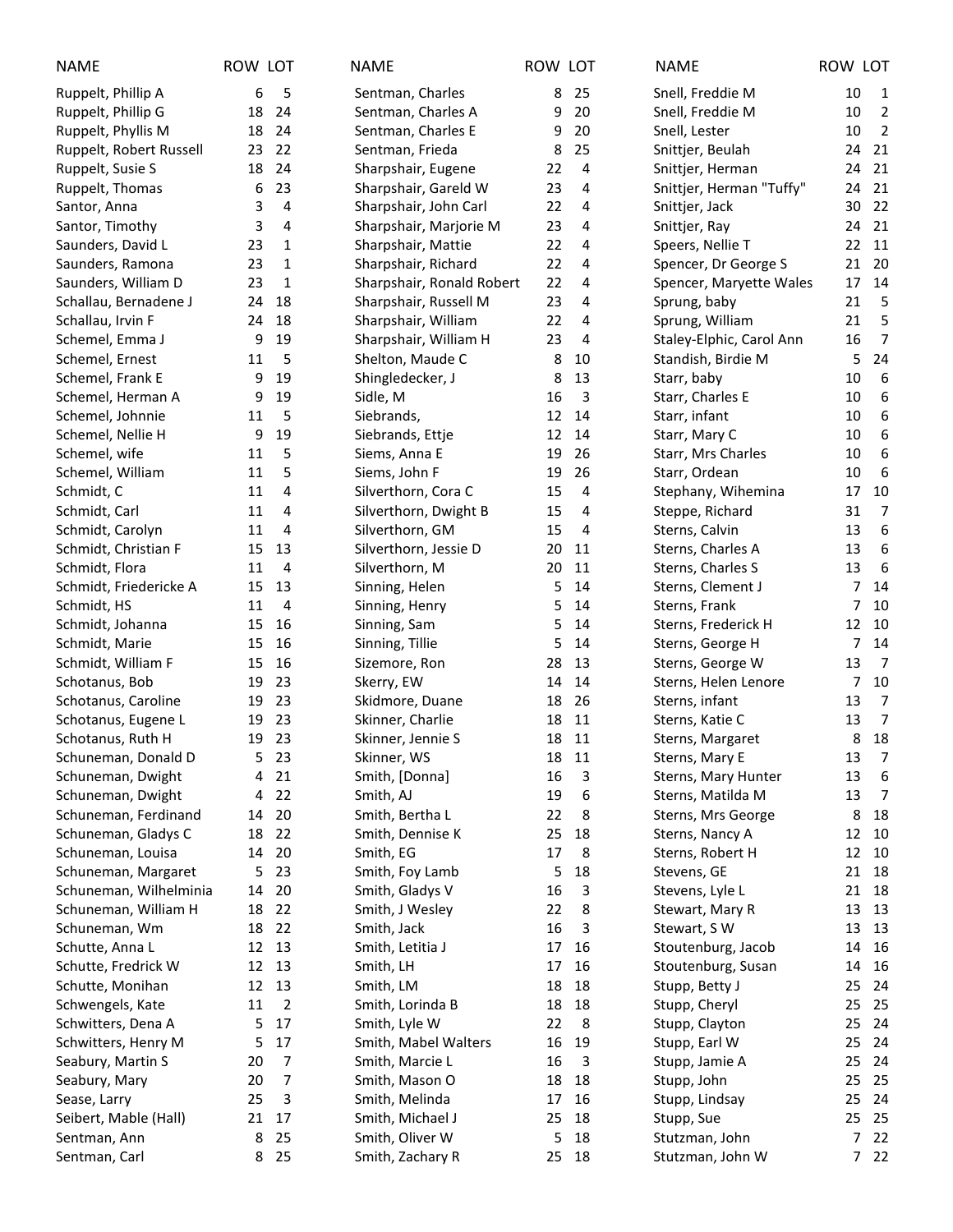| NAME | ROW | LOT |
|---|---|---|
| Ruppelt, Phillip A | 6 | 5 |
| Ruppelt, Phillip G | 18 | 24 |
| Ruppelt, Phyllis M | 18 | 24 |
| Ruppelt, Robert Russell | 23 | 22 |
| Ruppelt, Susie S | 18 | 24 |
| Ruppelt, Thomas | 6 | 23 |
| Santor, Anna | 3 | 4 |
| Santor, Timothy | 3 | 4 |
| Saunders, David L | 23 | 1 |
| Saunders, Ramona | 23 | 1 |
| Saunders, William D | 23 | 1 |
| Schallau, Bernadene J | 24 | 18 |
| Schallau, Irvin F | 24 | 18 |
| Schemel, Emma J | 9 | 19 |
| Schemel, Ernest | 11 | 5 |
| Schemel, Frank E | 9 | 19 |
| Schemel, Herman A | 9 | 19 |
| Schemel, Johnnie | 11 | 5 |
| Schemel, Nellie H | 9 | 19 |
| Schemel, wife | 11 | 5 |
| Schemel, William | 11 | 5 |
| Schmidt, C | 11 | 4 |
| Schmidt, Carl | 11 | 4 |
| Schmidt, Carolyn | 11 | 4 |
| Schmidt, Christian F | 15 | 13 |
| Schmidt, Flora | 11 | 4 |
| Schmidt, Friedericke A | 15 | 13 |
| Schmidt, HS | 11 | 4 |
| Schmidt, Johanna | 15 | 16 |
| Schmidt, Marie | 15 | 16 |
| Schmidt, William F | 15 | 16 |
| Schotanus, Bob | 19 | 23 |
| Schotanus, Caroline | 19 | 23 |
| Schotanus, Eugene L | 19 | 23 |
| Schotanus, Ruth H | 19 | 23 |
| Schuneman, Donald D | 5 | 23 |
| Schuneman, Dwight | 4 | 21 |
| Schuneman, Dwight | 4 | 22 |
| Schuneman, Ferdinand | 14 | 20 |
| Schuneman, Gladys C | 18 | 22 |
| Schuneman, Louisa | 14 | 20 |
| Schuneman, Margaret | 5 | 23 |
| Schuneman, Wilhelminia | 14 | 20 |
| Schuneman, William H | 18 | 22 |
| Schuneman, Wm | 18 | 22 |
| Schutte, Anna L | 12 | 13 |
| Schutte, Fredrick W | 12 | 13 |
| Schutte, Monihan | 12 | 13 |
| Schwengels, Kate | 11 | 2 |
| Schwitters, Dena A | 5 | 17 |
| Schwitters, Henry M | 5 | 17 |
| Seabury, Martin S | 20 | 7 |
| Seabury, Mary | 20 | 7 |
| Sease, Larry | 25 | 3 |
| Seibert, Mable (Hall) | 21 | 17 |
| Sentman, Ann | 8 | 25 |
| Sentman, Carl | 8 | 25 |
| Sentman, Charles | 8 | 25 |
| Sentman, Charles A | 9 | 20 |
| Sentman, Charles E | 9 | 20 |
| Sentman, Frieda | 8 | 25 |
| Sharpshair, Eugene | 22 | 4 |
| Sharpshair, Gareld W | 23 | 4 |
| Sharpshair, John Carl | 22 | 4 |
| Sharpshair, Marjorie M | 23 | 4 |
| Sharpshair, Mattie | 22 | 4 |
| Sharpshair, Richard | 22 | 4 |
| Sharpshair, Ronald Robert | 22 | 4 |
| Sharpshair, Russell M | 23 | 4 |
| Sharpshair, William | 22 | 4 |
| Sharpshair, William H | 23 | 4 |
| Shelton, Maude C | 8 | 10 |
| Shingledecker, J | 8 | 13 |
| Sidle, M | 16 | 3 |
| Siebrands, | 12 | 14 |
| Siebrands, Ettje | 12 | 14 |
| Siems, Anna E | 19 | 26 |
| Siems, John F | 19 | 26 |
| Silverthorn, Cora C | 15 | 4 |
| Silverthorn, Dwight B | 15 | 4 |
| Silverthorn, GM | 15 | 4 |
| Silverthorn, Jessie D | 20 | 11 |
| Silverthorn, M | 20 | 11 |
| Sinning, Helen | 5 | 14 |
| Sinning, Henry | 5 | 14 |
| Sinning, Sam | 5 | 14 |
| Sinning, Tillie | 5 | 14 |
| Sizemore, Ron | 28 | 13 |
| Skerry, EW | 14 | 14 |
| Skidmore, Duane | 18 | 26 |
| Skinner, Charlie | 18 | 11 |
| Skinner, Jennie S | 18 | 11 |
| Skinner, WS | 18 | 11 |
| Smith, [Donna] | 16 | 3 |
| Smith, AJ | 19 | 6 |
| Smith, Bertha L | 22 | 8 |
| Smith, Dennise K | 25 | 18 |
| Smith, EG | 17 | 8 |
| Smith, Foy Lamb | 5 | 18 |
| Smith, Gladys V | 16 | 3 |
| Smith, J Wesley | 22 | 8 |
| Smith, Jack | 16 | 3 |
| Smith, Letitia J | 17 | 16 |
| Smith, LH | 17 | 16 |
| Smith, LM | 18 | 18 |
| Smith, Lorinda B | 18 | 18 |
| Smith, Lyle W | 22 | 8 |
| Smith, Mabel Walters | 16 | 19 |
| Smith, Marcie L | 16 | 3 |
| Smith, Mason O | 18 | 18 |
| Smith, Melinda | 17 | 16 |
| Smith, Michael J | 25 | 18 |
| Smith, Oliver W | 5 | 18 |
| Smith, Zachary R | 25 | 18 |
| Snell, Freddie M | 10 | 1 |
| Snell, Freddie M | 10 | 2 |
| Snell, Lester | 10 | 2 |
| Snittjer, Beulah | 24 | 21 |
| Snittjer, Herman | 24 | 21 |
| Snittjer, Herman "Tuffy" | 24 | 21 |
| Snittjer, Jack | 30 | 22 |
| Snittjer, Ray | 24 | 21 |
| Speers, Nellie T | 22 | 11 |
| Spencer, Dr George S | 21 | 20 |
| Spencer, Maryette Wales | 17 | 14 |
| Sprung, baby | 21 | 5 |
| Sprung, William | 21 | 5 |
| Staley-Elphic, Carol Ann | 16 | 7 |
| Standish, Birdie M | 5 | 24 |
| Starr, baby | 10 | 6 |
| Starr, Charles E | 10 | 6 |
| Starr, infant | 10 | 6 |
| Starr, Mary C | 10 | 6 |
| Starr, Mrs Charles | 10 | 6 |
| Starr, Ordean | 10 | 6 |
| Stephany, Wihemina | 17 | 10 |
| Steppe, Richard | 31 | 7 |
| Sterns, Calvin | 13 | 6 |
| Sterns, Charles A | 13 | 6 |
| Sterns, Charles S | 13 | 6 |
| Sterns, Clement J | 7 | 14 |
| Sterns, Frank | 7 | 10 |
| Sterns, Frederick H | 12 | 10 |
| Sterns, George H | 7 | 14 |
| Sterns, George W | 13 | 7 |
| Sterns, Helen Lenore | 7 | 10 |
| Sterns, infant | 13 | 7 |
| Sterns, Katie C | 13 | 7 |
| Sterns, Margaret | 8 | 18 |
| Sterns, Mary E | 13 | 7 |
| Sterns, Mary Hunter | 13 | 6 |
| Sterns, Matilda M | 13 | 7 |
| Sterns, Mrs George | 8 | 18 |
| Sterns, Nancy A | 12 | 10 |
| Sterns, Robert H | 12 | 10 |
| Stevens, GE | 21 | 18 |
| Stevens, Lyle L | 21 | 18 |
| Stewart, Mary R | 13 | 13 |
| Stewart, S W | 13 | 13 |
| Stoutenburg, Jacob | 14 | 16 |
| Stoutenburg, Susan | 14 | 16 |
| Stupp, Betty J | 25 | 24 |
| Stupp, Cheryl | 25 | 25 |
| Stupp, Clayton | 25 | 24 |
| Stupp, Earl W | 25 | 24 |
| Stupp, Jamie A | 25 | 24 |
| Stupp, John | 25 | 25 |
| Stupp, Lindsay | 25 | 24 |
| Stupp, Sue | 25 | 25 |
| Stutzman, John | 7 | 22 |
| Stutzman, John W | 7 | 22 |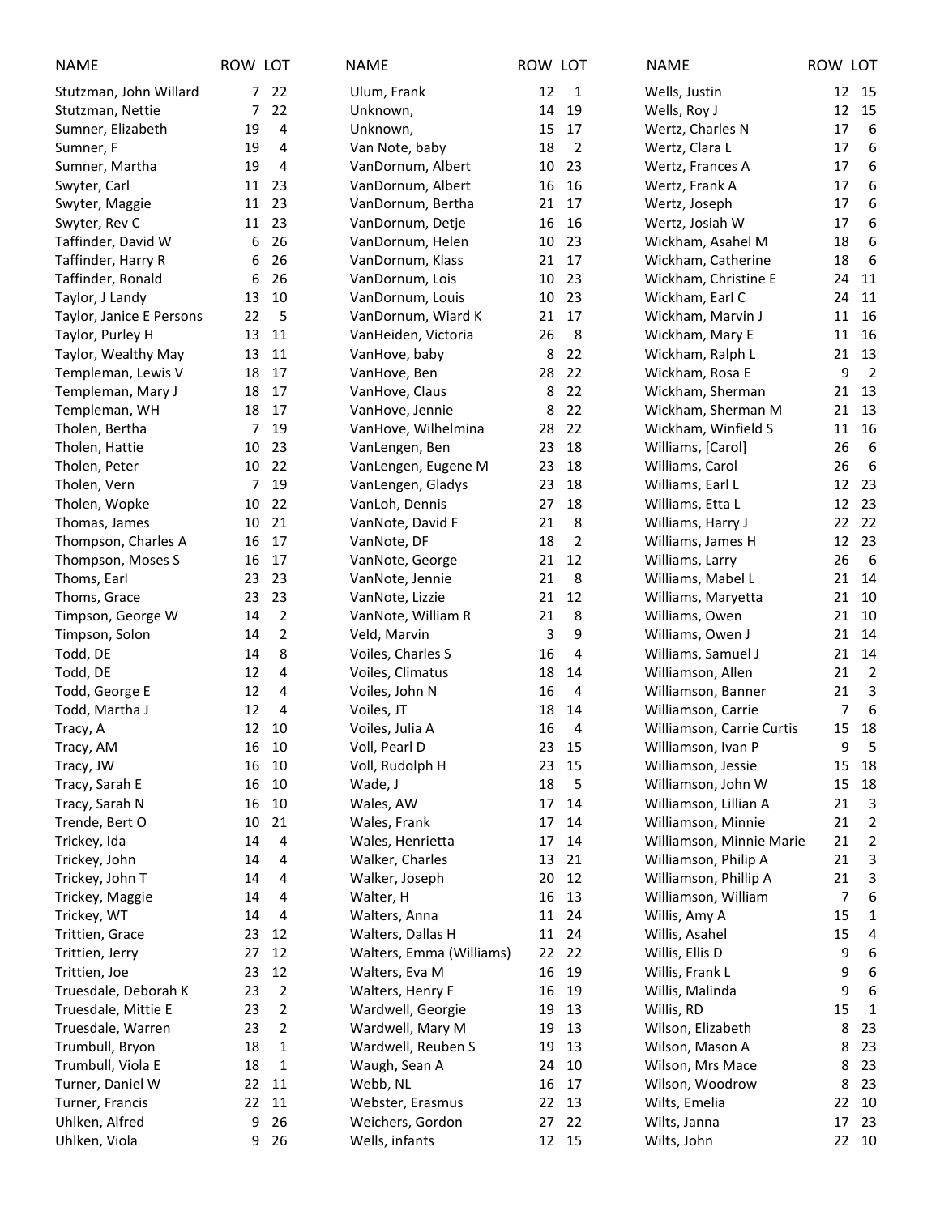| NAME | ROW | LOT |
|---|---|---|
| Stutzman, John Willard | 7 | 22 |
| Stutzman, Nettie | 7 | 22 |
| Sumner, Elizabeth | 19 | 4 |
| Sumner, F | 19 | 4 |
| Sumner, Martha | 19 | 4 |
| Swyter, Carl | 11 | 23 |
| Swyter, Maggie | 11 | 23 |
| Swyter, Rev C | 11 | 23 |
| Taffinder, David W | 6 | 26 |
| Taffinder, Harry R | 6 | 26 |
| Taffinder, Ronald | 6 | 26 |
| Taylor, J Landy | 13 | 10 |
| Taylor, Janice E Persons | 22 | 5 |
| Taylor, Purley H | 13 | 11 |
| Taylor, Wealthy May | 13 | 11 |
| Templeman, Lewis V | 18 | 17 |
| Templeman, Mary J | 18 | 17 |
| Templeman, WH | 18 | 17 |
| Tholen, Bertha | 7 | 19 |
| Tholen, Hattie | 10 | 23 |
| Tholen, Peter | 10 | 22 |
| Tholen, Vern | 7 | 19 |
| Tholen, Wopke | 10 | 22 |
| Thomas, James | 10 | 21 |
| Thompson, Charles A | 16 | 17 |
| Thompson, Moses S | 16 | 17 |
| Thoms, Earl | 23 | 23 |
| Thoms, Grace | 23 | 23 |
| Timpson, George W | 14 | 2 |
| Timpson, Solon | 14 | 2 |
| Todd, DE | 14 | 8 |
| Todd, DE | 12 | 4 |
| Todd, George E | 12 | 4 |
| Todd, Martha J | 12 | 4 |
| Tracy, A | 12 | 10 |
| Tracy, AM | 16 | 10 |
| Tracy, JW | 16 | 10 |
| Tracy, Sarah E | 16 | 10 |
| Tracy, Sarah N | 16 | 10 |
| Trende, Bert O | 10 | 21 |
| Trickey, Ida | 14 | 4 |
| Trickey, John | 14 | 4 |
| Trickey, John T | 14 | 4 |
| Trickey, Maggie | 14 | 4 |
| Trickey, WT | 14 | 4 |
| Trittien, Grace | 23 | 12 |
| Trittien, Jerry | 27 | 12 |
| Trittien, Joe | 23 | 12 |
| Truesdale, Deborah K | 23 | 2 |
| Truesdale, Mittie E | 23 | 2 |
| Truesdale, Warren | 23 | 2 |
| Trumbull, Bryon | 18 | 1 |
| Trumbull, Viola E | 18 | 1 |
| Turner, Daniel W | 22 | 11 |
| Turner, Francis | 22 | 11 |
| Uhlken, Alfred | 9 | 26 |
| Uhlken, Viola | 9 | 26 |
| Ulum, Frank | 12 | 1 |
| Unknown, | 14 | 19 |
| Unknown, | 15 | 17 |
| Van Note, baby | 18 | 2 |
| VanDornum, Albert | 10 | 23 |
| VanDornum, Albert | 16 | 16 |
| VanDornum, Bertha | 21 | 17 |
| VanDornum, Detje | 16 | 16 |
| VanDornum, Helen | 10 | 23 |
| VanDornum, Klass | 21 | 17 |
| VanDornum, Lois | 10 | 23 |
| VanDornum, Louis | 10 | 23 |
| VanDornum, Wiard K | 21 | 17 |
| VanHeiden, Victoria | 26 | 8 |
| VanHove, baby | 8 | 22 |
| VanHove, Ben | 28 | 22 |
| VanHove, Claus | 8 | 22 |
| VanHove, Jennie | 8 | 22 |
| VanHove, Wilhelmina | 28 | 22 |
| VanLengen, Ben | 23 | 18 |
| VanLengen, Eugene M | 23 | 18 |
| VanLengen, Gladys | 23 | 18 |
| VanLoh, Dennis | 27 | 18 |
| VanNote, David F | 21 | 8 |
| VanNote, DF | 18 | 2 |
| VanNote, George | 21 | 12 |
| VanNote, Jennie | 21 | 8 |
| VanNote, Lizzie | 21 | 12 |
| VanNote, William R | 21 | 8 |
| Veld, Marvin | 3 | 9 |
| Voiles, Charles S | 16 | 4 |
| Voiles, Climatus | 18 | 14 |
| Voiles, John N | 16 | 4 |
| Voiles, JT | 18 | 14 |
| Voiles, Julia A | 16 | 4 |
| Voll, Pearl D | 23 | 15 |
| Voll, Rudolph H | 23 | 15 |
| Wade, J | 18 | 5 |
| Wales, AW | 17 | 14 |
| Wales, Frank | 17 | 14 |
| Wales, Henrietta | 17 | 14 |
| Walker, Charles | 13 | 21 |
| Walker, Joseph | 20 | 12 |
| Walter, H | 16 | 13 |
| Walters, Anna | 11 | 24 |
| Walters, Dallas H | 11 | 24 |
| Walters, Emma (Williams) | 22 | 22 |
| Walters, Eva M | 16 | 19 |
| Walters, Henry F | 16 | 19 |
| Wardwell, Georgie | 19 | 13 |
| Wardwell, Mary M | 19 | 13 |
| Wardwell, Reuben S | 19 | 13 |
| Waugh, Sean A | 24 | 10 |
| Webb, NL | 16 | 17 |
| Webster, Erasmus | 22 | 13 |
| Weichers, Gordon | 27 | 22 |
| Wells, infants | 12 | 15 |
| Wells, Justin | 12 | 15 |
| Wells, Roy J | 12 | 15 |
| Wertz, Charles N | 17 | 6 |
| Wertz, Clara L | 17 | 6 |
| Wertz, Frances A | 17 | 6 |
| Wertz, Frank A | 17 | 6 |
| Wertz, Joseph | 17 | 6 |
| Wertz, Josiah W | 17 | 6 |
| Wickham, Asahel M | 18 | 6 |
| Wickham, Catherine | 18 | 6 |
| Wickham, Christine E | 24 | 11 |
| Wickham, Earl C | 24 | 11 |
| Wickham, Marvin J | 11 | 16 |
| Wickham, Mary E | 11 | 16 |
| Wickham, Ralph L | 21 | 13 |
| Wickham, Rosa E | 9 | 2 |
| Wickham, Sherman | 21 | 13 |
| Wickham, Sherman M | 21 | 13 |
| Wickham, Winfield S | 11 | 16 |
| Williams, [Carol] | 26 | 6 |
| Williams, Carol | 26 | 6 |
| Williams, Earl L | 12 | 23 |
| Williams, Etta L | 12 | 23 |
| Williams, Harry J | 22 | 22 |
| Williams, James H | 12 | 23 |
| Williams, Larry | 26 | 6 |
| Williams, Mabel L | 21 | 14 |
| Williams, Maryetta | 21 | 10 |
| Williams, Owen | 21 | 10 |
| Williams, Owen J | 21 | 14 |
| Williams, Samuel J | 21 | 14 |
| Williamson, Allen | 21 | 2 |
| Williamson, Banner | 21 | 3 |
| Williamson, Carrie | 7 | 6 |
| Williamson, Carrie Curtis | 15 | 18 |
| Williamson, Ivan P | 9 | 5 |
| Williamson, Jessie | 15 | 18 |
| Williamson, John W | 15 | 18 |
| Williamson, Lillian A | 21 | 3 |
| Williamson, Minnie | 21 | 2 |
| Williamson, Minnie Marie | 21 | 2 |
| Williamson, Philip A | 21 | 3 |
| Williamson, Phillip A | 21 | 3 |
| Williamson, William | 7 | 6 |
| Willis, Amy A | 15 | 1 |
| Willis, Asahel | 15 | 4 |
| Willis, Ellis D | 9 | 6 |
| Willis, Frank L | 9 | 6 |
| Willis, Malinda | 9 | 6 |
| Willis, RD | 15 | 1 |
| Wilson, Elizabeth | 8 | 23 |
| Wilson, Mason A | 8 | 23 |
| Wilson, Mrs Mace | 8 | 23 |
| Wilson, Woodrow | 8 | 23 |
| Wilts, Emelia | 22 | 10 |
| Wilts, Janna | 17 | 23 |
| Wilts, John | 22 | 10 |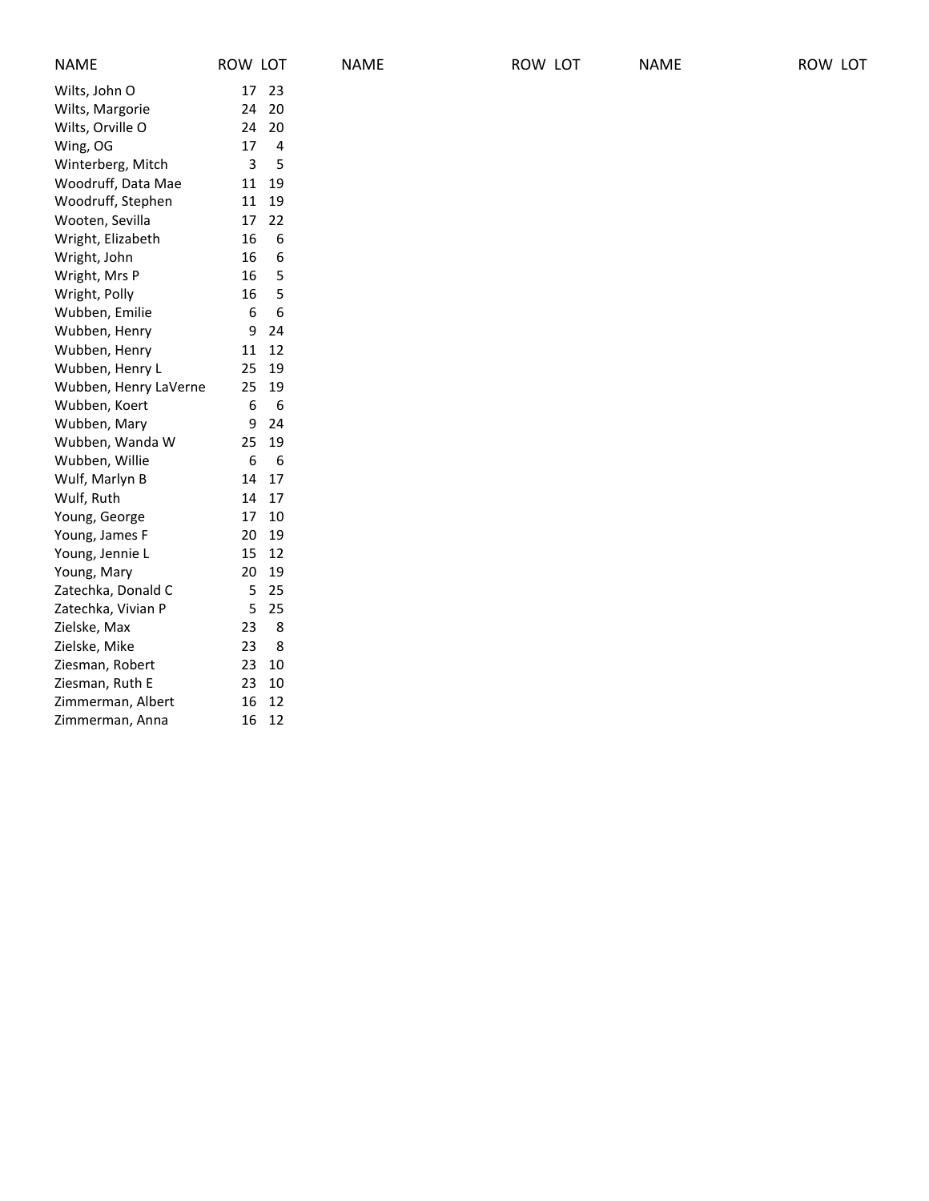| NAME | ROW | LOT | NAME | ROW | LOT | NAME | ROW | LOT |
|---|---|---|---|---|---|---|---|---|
| Wilts, John O | 17 | 23 | | | | | | |
| Wilts, Margorie | 24 | 20 | | | | | | |
| Wilts, Orville O | 24 | 20 | | | | | | |
| Wing, OG | 17 | 4 | | | | | | |
| Winterberg, Mitch | 3 | 5 | | | | | | |
| Woodruff, Data Mae | 11 | 19 | | | | | | |
| Woodruff, Stephen | 11 | 19 | | | | | | |
| Wooten, Sevilla | 17 | 22 | | | | | | |
| Wright, Elizabeth | 16 | 6 | | | | | | |
| Wright, John | 16 | 6 | | | | | | |
| Wright, Mrs P | 16 | 5 | | | | | | |
| Wright, Polly | 16 | 5 | | | | | | |
| Wubben, Emilie | 6 | 6 | | | | | | |
| Wubben, Henry | 9 | 24 | | | | | | |
| Wubben, Henry | 11 | 12 | | | | | | |
| Wubben, Henry L | 25 | 19 | | | | | | |
| Wubben, Henry LaVerne | 25 | 19 | | | | | | |
| Wubben, Koert | 6 | 6 | | | | | | |
| Wubben, Mary | 9 | 24 | | | | | | |
| Wubben, Wanda W | 25 | 19 | | | | | | |
| Wubben, Willie | 6 | 6 | | | | | | |
| Wulf, Marlyn B | 14 | 17 | | | | | | |
| Wulf, Ruth | 14 | 17 | | | | | | |
| Young, George | 17 | 10 | | | | | | |
| Young, James F | 20 | 19 | | | | | | |
| Young, Jennie L | 15 | 12 | | | | | | |
| Young, Mary | 20 | 19 | | | | | | |
| Zatechka, Donald C | 5 | 25 | | | | | | |
| Zatechka, Vivian P | 5 | 25 | | | | | | |
| Zielske, Max | 23 | 8 | | | | | | |
| Zielske, Mike | 23 | 8 | | | | | | |
| Ziesman, Robert | 23 | 10 | | | | | | |
| Ziesman, Ruth E | 23 | 10 | | | | | | |
| Zimmerman, Albert | 16 | 12 | | | | | | |
| Zimmerman, Anna | 16 | 12 | | | | | | |